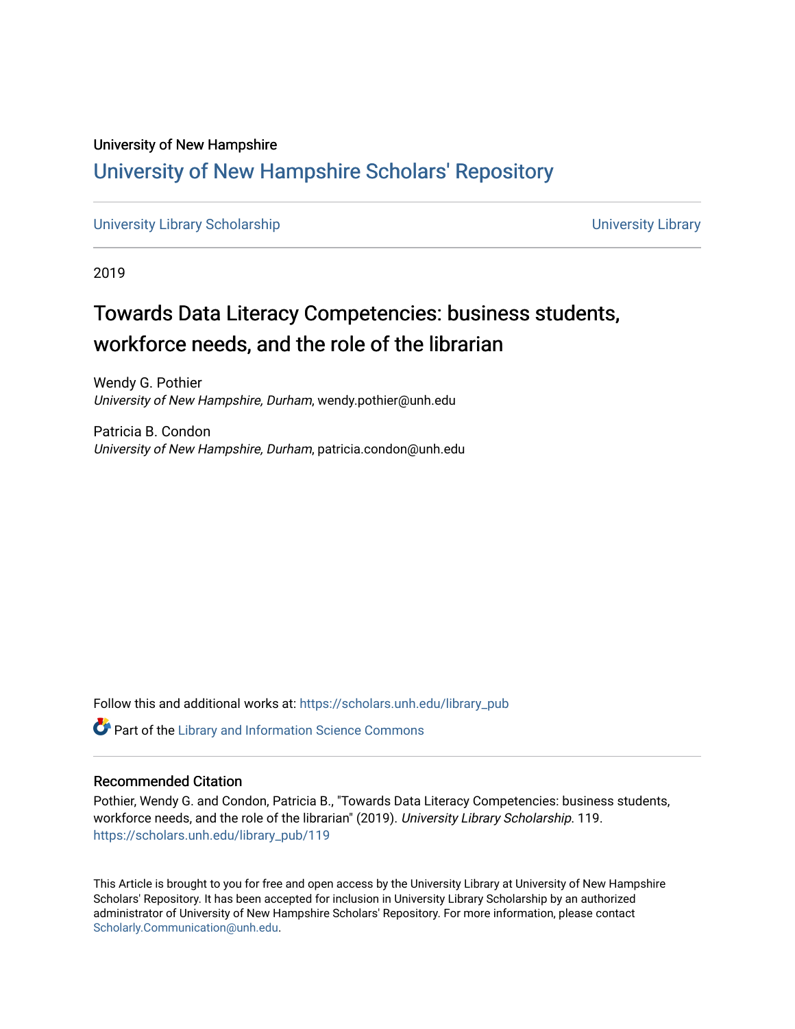University of New Hampshire

# University of New Hampshire Scholars' Repository

University Library Scholarship | University Library

2019

# Towards Data Literacy Competencies: business students, workforce needs, and the role of the librarian

Wendy G. Pothier
*University of New Hampshire, Durham*, wendy.pothier@unh.edu

Patricia B. Condon
*University of New Hampshire, Durham*, patricia.condon@unh.edu

Follow this and additional works at: https://scholars.unh.edu/library_pub

Part of the Library and Information Science Commons

## Recommended Citation

Pothier, Wendy G. and Condon, Patricia B., "Towards Data Literacy Competencies: business students, workforce needs, and the role of the librarian" (2019). *University Library Scholarship*. 119.
https://scholars.unh.edu/library_pub/119

This Article is brought to you for free and open access by the University Library at University of New Hampshire Scholars' Repository. It has been accepted for inclusion in University Library Scholarship by an authorized administrator of University of New Hampshire Scholars' Repository. For more information, please contact Scholarly.Communication@unh.edu.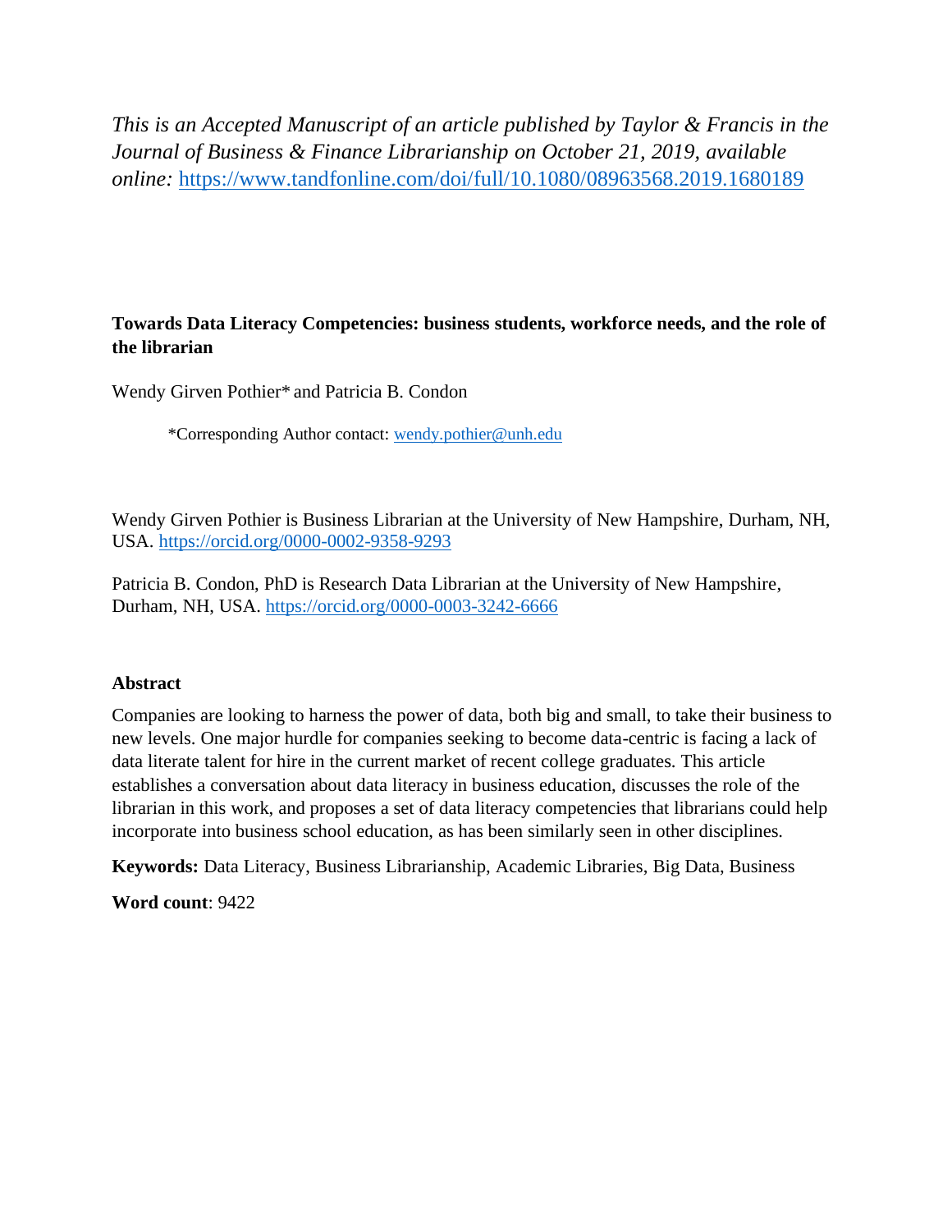*This is an Accepted Manuscript of an article published by Taylor & Francis in the Journal of Business & Finance Librarianship on October 21, 2019, available online:* https://www.tandfonline.com/doi/full/10.1080/08963568.2019.1680189

**Towards Data Literacy Competencies: business students, workforce needs, and the role of the librarian**

Wendy Girven Pothier* and Patricia B. Condon

*Corresponding Author contact: wendy.pothier@unh.edu

Wendy Girven Pothier is Business Librarian at the University of New Hampshire, Durham, NH, USA. https://orcid.org/0000-0002-9358-9293

Patricia B. Condon, PhD is Research Data Librarian at the University of New Hampshire, Durham, NH, USA. https://orcid.org/0000-0003-3242-6666

## Abstract

Companies are looking to harness the power of data, both big and small, to take their business to new levels. One major hurdle for companies seeking to become data-centric is facing a lack of data literate talent for hire in the current market of recent college graduates. This article establishes a conversation about data literacy in business education, discusses the role of the librarian in this work, and proposes a set of data literacy competencies that librarians could help incorporate into business school education, as has been similarly seen in other disciplines.

**Keywords:** Data Literacy, Business Librarianship, Academic Libraries, Big Data, Business

**Word count**: 9422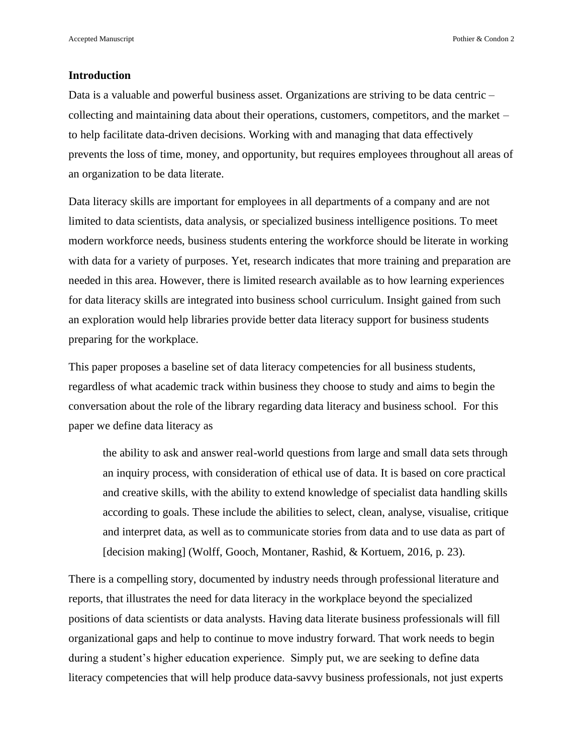## Introduction

Data is a valuable and powerful business asset. Organizations are striving to be data centric – collecting and maintaining data about their operations, customers, competitors, and the market – to help facilitate data-driven decisions. Working with and managing that data effectively prevents the loss of time, money, and opportunity, but requires employees throughout all areas of an organization to be data literate.

Data literacy skills are important for employees in all departments of a company and are not limited to data scientists, data analysis, or specialized business intelligence positions. To meet modern workforce needs, business students entering the workforce should be literate in working with data for a variety of purposes. Yet, research indicates that more training and preparation are needed in this area. However, there is limited research available as to how learning experiences for data literacy skills are integrated into business school curriculum. Insight gained from such an exploration would help libraries provide better data literacy support for business students preparing for the workplace.

This paper proposes a baseline set of data literacy competencies for all business students, regardless of what academic track within business they choose to study and aims to begin the conversation about the role of the library regarding data literacy and business school. For this paper we define data literacy as

> the ability to ask and answer real-world questions from large and small data sets through an inquiry process, with consideration of ethical use of data. It is based on core practical and creative skills, with the ability to extend knowledge of specialist data handling skills according to goals. These include the abilities to select, clean, analyse, visualise, critique and interpret data, as well as to communicate stories from data and to use data as part of [decision making] (Wolff, Gooch, Montaner, Rashid, & Kortuem, 2016, p. 23).

There is a compelling story, documented by industry needs through professional literature and reports, that illustrates the need for data literacy in the workplace beyond the specialized positions of data scientists or data analysts. Having data literate business professionals will fill organizational gaps and help to continue to move industry forward. That work needs to begin during a student's higher education experience. Simply put, we are seeking to define data literacy competencies that will help produce data-savvy business professionals, not just experts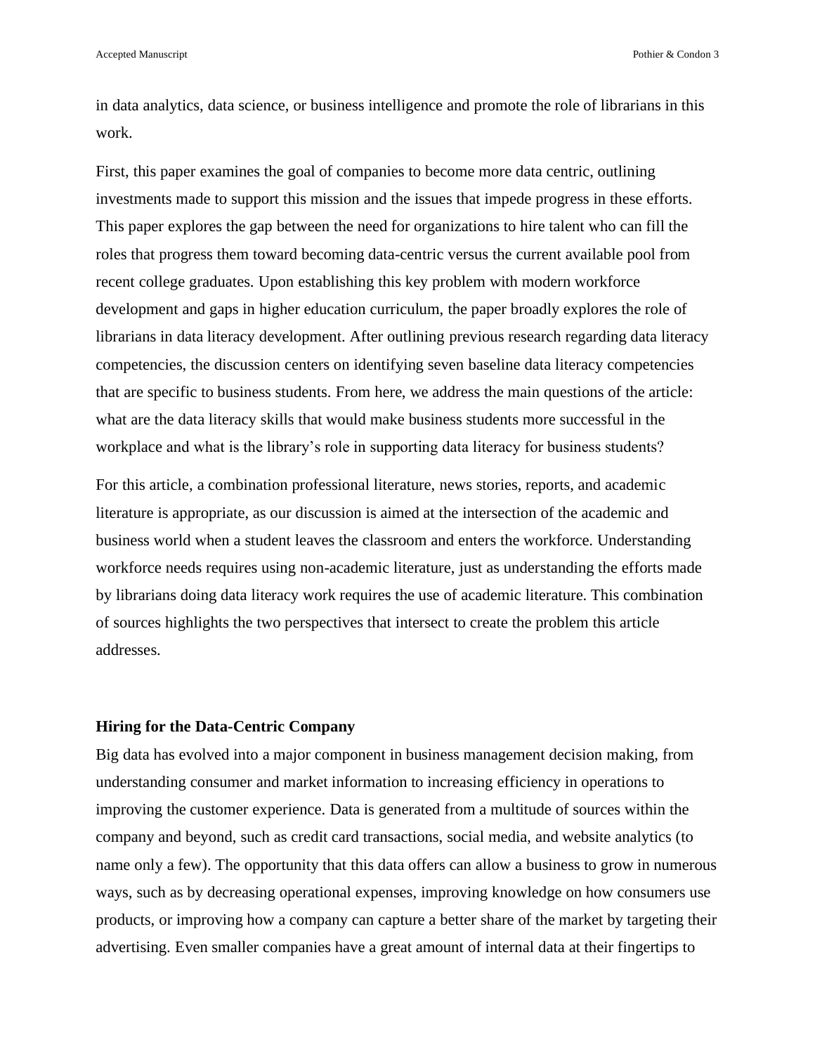in data analytics, data science, or business intelligence and promote the role of librarians in this work.

First, this paper examines the goal of companies to become more data centric, outlining investments made to support this mission and the issues that impede progress in these efforts. This paper explores the gap between the need for organizations to hire talent who can fill the roles that progress them toward becoming data-centric versus the current available pool from recent college graduates. Upon establishing this key problem with modern workforce development and gaps in higher education curriculum, the paper broadly explores the role of librarians in data literacy development. After outlining previous research regarding data literacy competencies, the discussion centers on identifying seven baseline data literacy competencies that are specific to business students. From here, we address the main questions of the article: what are the data literacy skills that would make business students more successful in the workplace and what is the library's role in supporting data literacy for business students?

For this article, a combination professional literature, news stories, reports, and academic literature is appropriate, as our discussion is aimed at the intersection of the academic and business world when a student leaves the classroom and enters the workforce. Understanding workforce needs requires using non-academic literature, just as understanding the efforts made by librarians doing data literacy work requires the use of academic literature. This combination of sources highlights the two perspectives that intersect to create the problem this article addresses.

## Hiring for the Data-Centric Company

Big data has evolved into a major component in business management decision making, from understanding consumer and market information to increasing efficiency in operations to improving the customer experience. Data is generated from a multitude of sources within the company and beyond, such as credit card transactions, social media, and website analytics (to name only a few). The opportunity that this data offers can allow a business to grow in numerous ways, such as by decreasing operational expenses, improving knowledge on how consumers use products, or improving how a company can capture a better share of the market by targeting their advertising. Even smaller companies have a great amount of internal data at their fingertips to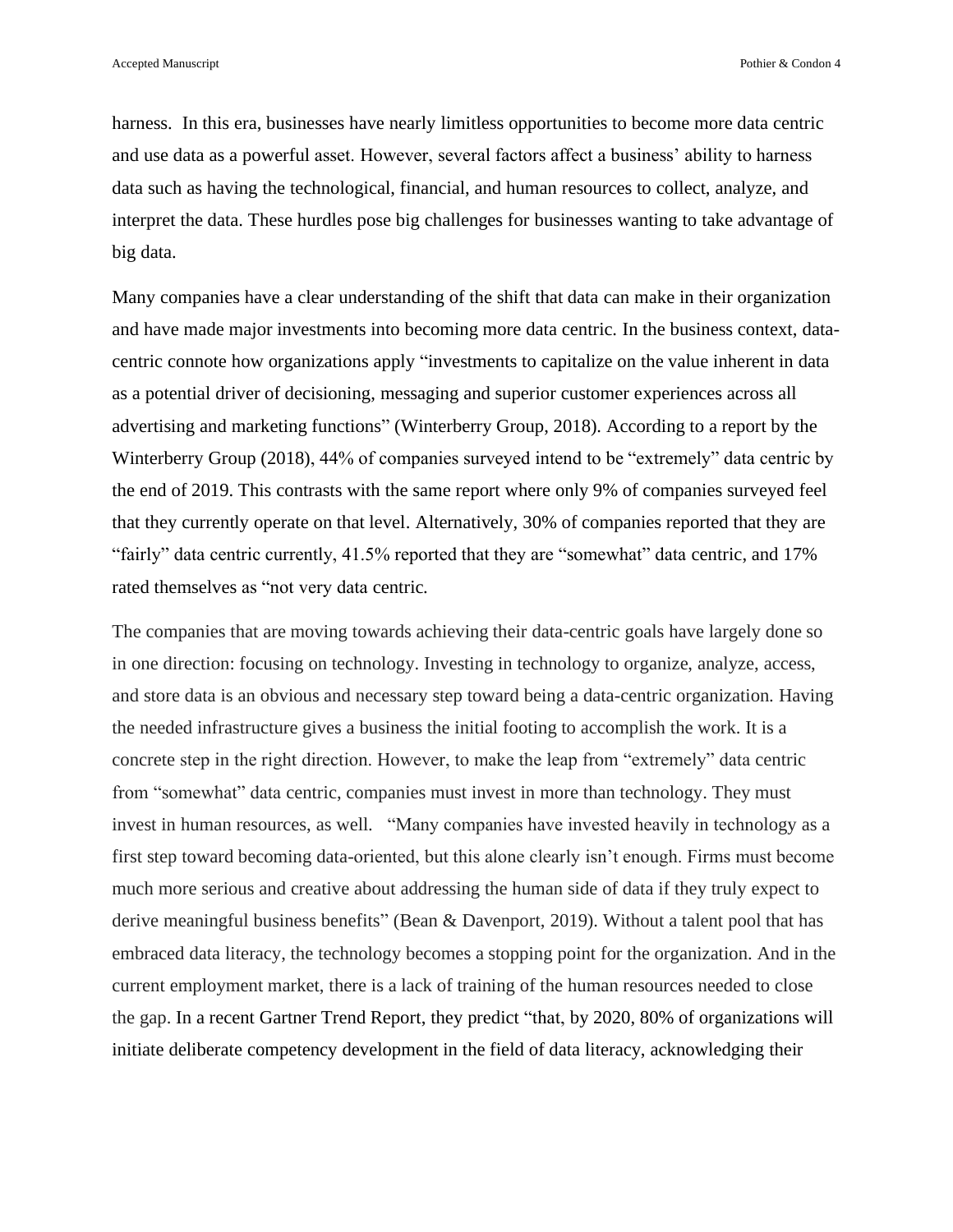harness. In this era, businesses have nearly limitless opportunities to become more data centric and use data as a powerful asset. However, several factors affect a business' ability to harness data such as having the technological, financial, and human resources to collect, analyze, and interpret the data. These hurdles pose big challenges for businesses wanting to take advantage of big data.

Many companies have a clear understanding of the shift that data can make in their organization and have made major investments into becoming more data centric. In the business context, data-centric connote how organizations apply "investments to capitalize on the value inherent in data as a potential driver of decisioning, messaging and superior customer experiences across all advertising and marketing functions" (Winterberry Group, 2018). According to a report by the Winterberry Group (2018), 44% of companies surveyed intend to be "extremely" data centric by the end of 2019. This contrasts with the same report where only 9% of companies surveyed feel that they currently operate on that level. Alternatively, 30% of companies reported that they are "fairly" data centric currently, 41.5% reported that they are "somewhat" data centric, and 17% rated themselves as "not very data centric.

The companies that are moving towards achieving their data-centric goals have largely done so in one direction: focusing on technology. Investing in technology to organize, analyze, access, and store data is an obvious and necessary step toward being a data-centric organization. Having the needed infrastructure gives a business the initial footing to accomplish the work. It is a concrete step in the right direction. However, to make the leap from "extremely" data centric from "somewhat" data centric, companies must invest in more than technology. They must invest in human resources, as well. "Many companies have invested heavily in technology as a first step toward becoming data-oriented, but this alone clearly isn't enough. Firms must become much more serious and creative about addressing the human side of data if they truly expect to derive meaningful business benefits" (Bean & Davenport, 2019). Without a talent pool that has embraced data literacy, the technology becomes a stopping point for the organization. And in the current employment market, there is a lack of training of the human resources needed to close the gap. In a recent Gartner Trend Report, they predict "that, by 2020, 80% of organizations will initiate deliberate competency development in the field of data literacy, acknowledging their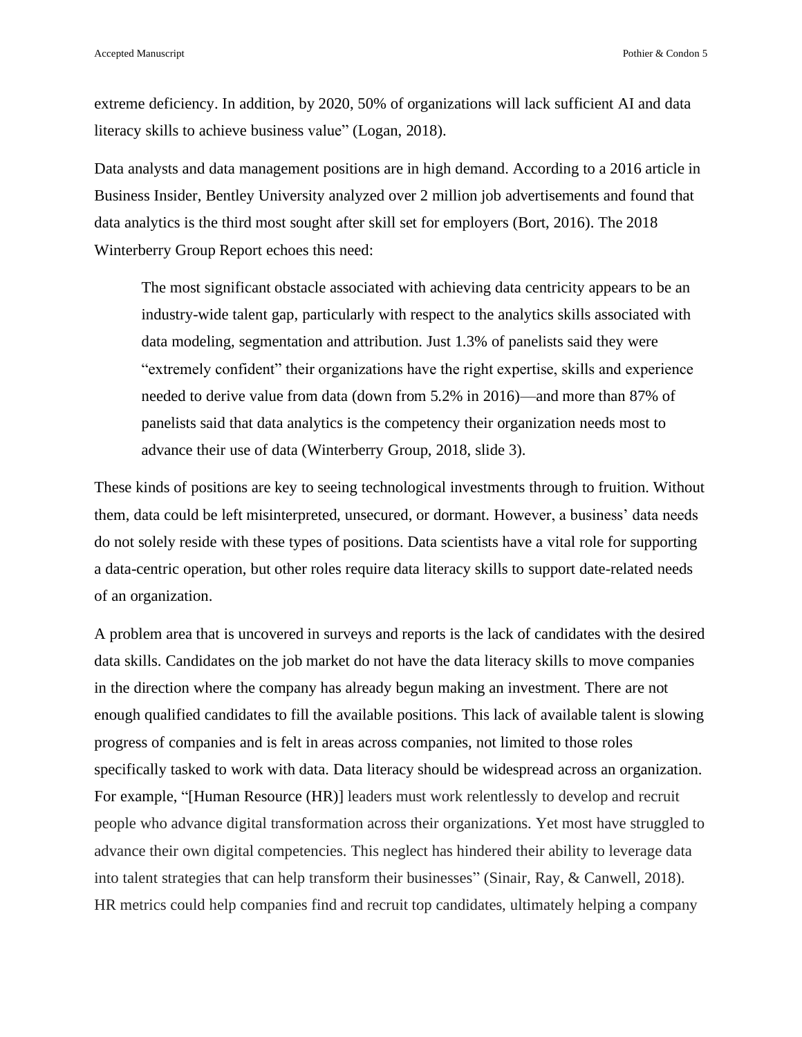extreme deficiency. In addition, by 2020, 50% of organizations will lack sufficient AI and data literacy skills to achieve business value" (Logan, 2018).

Data analysts and data management positions are in high demand. According to a 2016 article in Business Insider, Bentley University analyzed over 2 million job advertisements and found that data analytics is the third most sought after skill set for employers (Bort, 2016). The 2018 Winterberry Group Report echoes this need:

> The most significant obstacle associated with achieving data centricity appears to be an industry-wide talent gap, particularly with respect to the analytics skills associated with data modeling, segmentation and attribution. Just 1.3% of panelists said they were "extremely confident" their organizations have the right expertise, skills and experience needed to derive value from data (down from 5.2% in 2016)—and more than 87% of panelists said that data analytics is the competency their organization needs most to advance their use of data (Winterberry Group, 2018, slide 3).

These kinds of positions are key to seeing technological investments through to fruition. Without them, data could be left misinterpreted, unsecured, or dormant. However, a business' data needs do not solely reside with these types of positions. Data scientists have a vital role for supporting a data-centric operation, but other roles require data literacy skills to support date-related needs of an organization.

A problem area that is uncovered in surveys and reports is the lack of candidates with the desired data skills. Candidates on the job market do not have the data literacy skills to move companies in the direction where the company has already begun making an investment. There are not enough qualified candidates to fill the available positions. This lack of available talent is slowing progress of companies and is felt in areas across companies, not limited to those roles specifically tasked to work with data. Data literacy should be widespread across an organization. For example, "[Human Resource (HR)] leaders must work relentlessly to develop and recruit people who advance digital transformation across their organizations. Yet most have struggled to advance their own digital competencies. This neglect has hindered their ability to leverage data into talent strategies that can help transform their businesses" (Sinair, Ray, & Canwell, 2018). HR metrics could help companies find and recruit top candidates, ultimately helping a company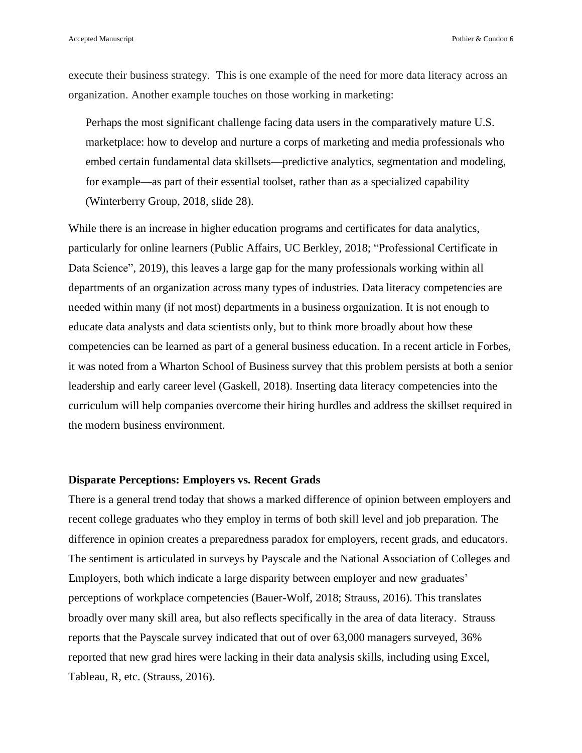execute their business strategy. This is one example of the need for more data literacy across an organization. Another example touches on those working in marketing:

> Perhaps the most significant challenge facing data users in the comparatively mature U.S. marketplace: how to develop and nurture a corps of marketing and media professionals who embed certain fundamental data skillsets—predictive analytics, segmentation and modeling, for example—as part of their essential toolset, rather than as a specialized capability (Winterberry Group, 2018, slide 28).

While there is an increase in higher education programs and certificates for data analytics, particularly for online learners (Public Affairs, UC Berkley, 2018; "Professional Certificate in Data Science", 2019), this leaves a large gap for the many professionals working within all departments of an organization across many types of industries. Data literacy competencies are needed within many (if not most) departments in a business organization. It is not enough to educate data analysts and data scientists only, but to think more broadly about how these competencies can be learned as part of a general business education. In a recent article in Forbes, it was noted from a Wharton School of Business survey that this problem persists at both a senior leadership and early career level (Gaskell, 2018). Inserting data literacy competencies into the curriculum will help companies overcome their hiring hurdles and address the skillset required in the modern business environment.

**Disparate Perceptions: Employers vs. Recent Grads**

There is a general trend today that shows a marked difference of opinion between employers and recent college graduates who they employ in terms of both skill level and job preparation. The difference in opinion creates a preparedness paradox for employers, recent grads, and educators. The sentiment is articulated in surveys by Payscale and the National Association of Colleges and Employers, both which indicate a large disparity between employer and new graduates' perceptions of workplace competencies (Bauer-Wolf, 2018; Strauss, 2016). This translates broadly over many skill area, but also reflects specifically in the area of data literacy. Strauss reports that the Payscale survey indicated that out of over 63,000 managers surveyed, 36% reported that new grad hires were lacking in their data analysis skills, including using Excel, Tableau, R, etc. (Strauss, 2016).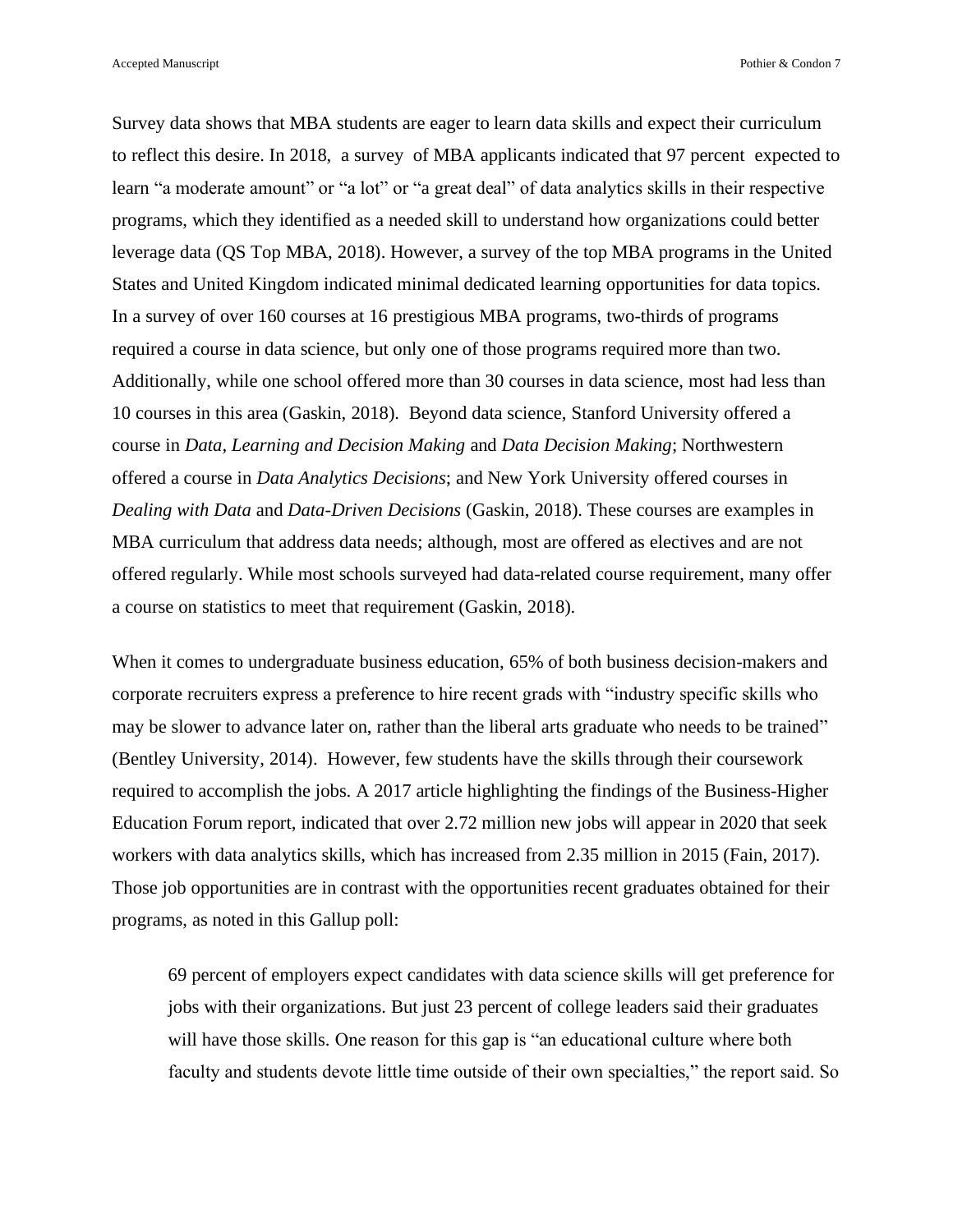Survey data shows that MBA students are eager to learn data skills and expect their curriculum to reflect this desire. In 2018, a survey of MBA applicants indicated that 97 percent expected to learn "a moderate amount" or "a lot" or "a great deal" of data analytics skills in their respective programs, which they identified as a needed skill to understand how organizations could better leverage data (QS Top MBA, 2018). However, a survey of the top MBA programs in the United States and United Kingdom indicated minimal dedicated learning opportunities for data topics. In a survey of over 160 courses at 16 prestigious MBA programs, two-thirds of programs required a course in data science, but only one of those programs required more than two. Additionally, while one school offered more than 30 courses in data science, most had less than 10 courses in this area (Gaskin, 2018). Beyond data science, Stanford University offered a course in *Data, Learning and Decision Making* and *Data Decision Making*; Northwestern offered a course in *Data Analytics Decisions*; and New York University offered courses in *Dealing with Data* and *Data-Driven Decisions* (Gaskin, 2018). These courses are examples in MBA curriculum that address data needs; although, most are offered as electives and are not offered regularly. While most schools surveyed had data-related course requirement, many offer a course on statistics to meet that requirement (Gaskin, 2018).

When it comes to undergraduate business education, 65% of both business decision-makers and corporate recruiters express a preference to hire recent grads with "industry specific skills who may be slower to advance later on, rather than the liberal arts graduate who needs to be trained" (Bentley University, 2014). However, few students have the skills through their coursework required to accomplish the jobs. A 2017 article highlighting the findings of the Business-Higher Education Forum report, indicated that over 2.72 million new jobs will appear in 2020 that seek workers with data analytics skills, which has increased from 2.35 million in 2015 (Fain, 2017). Those job opportunities are in contrast with the opportunities recent graduates obtained for their programs, as noted in this Gallup poll:

> 69 percent of employers expect candidates with data science skills will get preference for jobs with their organizations. But just 23 percent of college leaders said their graduates will have those skills. One reason for this gap is "an educational culture where both faculty and students devote little time outside of their own specialties," the report said. So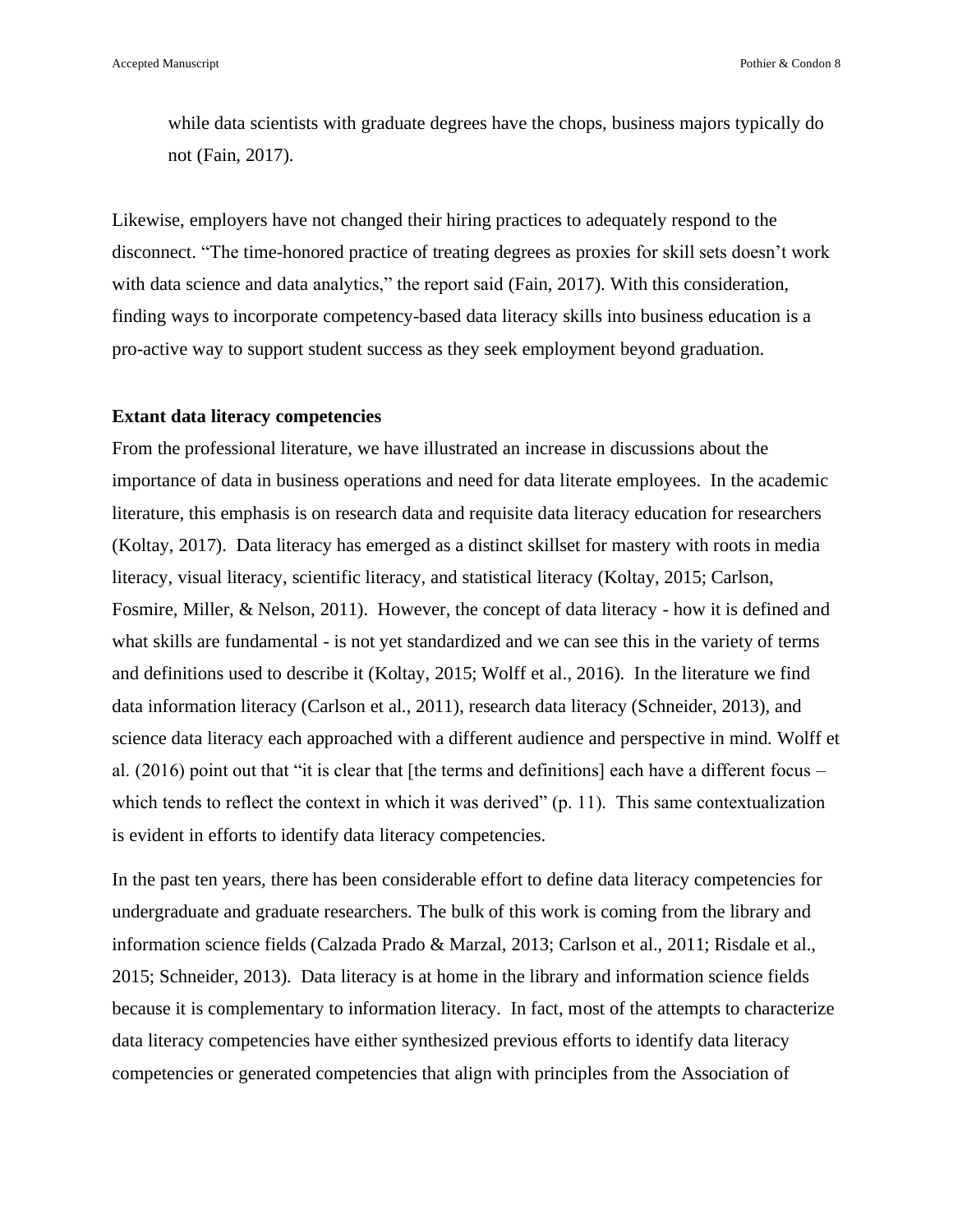> while data scientists with graduate degrees have the chops, business majors typically do not (Fain, 2017).

Likewise, employers have not changed their hiring practices to adequately respond to the disconnect. "The time-honored practice of treating degrees as proxies for skill sets doesn't work with data science and data analytics," the report said (Fain, 2017). With this consideration, finding ways to incorporate competency-based data literacy skills into business education is a pro-active way to support student success as they seek employment beyond graduation.

**Extant data literacy competencies**

From the professional literature, we have illustrated an increase in discussions about the importance of data in business operations and need for data literate employees. In the academic literature, this emphasis is on research data and requisite data literacy education for researchers (Koltay, 2017). Data literacy has emerged as a distinct skillset for mastery with roots in media literacy, visual literacy, scientific literacy, and statistical literacy (Koltay, 2015; Carlson, Fosmire, Miller, & Nelson, 2011). However, the concept of data literacy - how it is defined and what skills are fundamental - is not yet standardized and we can see this in the variety of terms and definitions used to describe it (Koltay, 2015; Wolff et al., 2016). In the literature we find data information literacy (Carlson et al., 2011), research data literacy (Schneider, 2013), and science data literacy each approached with a different audience and perspective in mind. Wolff et al. (2016) point out that "it is clear that [the terms and definitions] each have a different focus – which tends to reflect the context in which it was derived" (p. 11). This same contextualization is evident in efforts to identify data literacy competencies.

In the past ten years, there has been considerable effort to define data literacy competencies for undergraduate and graduate researchers. The bulk of this work is coming from the library and information science fields (Calzada Prado & Marzal, 2013; Carlson et al., 2011; Risdale et al., 2015; Schneider, 2013). Data literacy is at home in the library and information science fields because it is complementary to information literacy. In fact, most of the attempts to characterize data literacy competencies have either synthesized previous efforts to identify data literacy competencies or generated competencies that align with principles from the Association of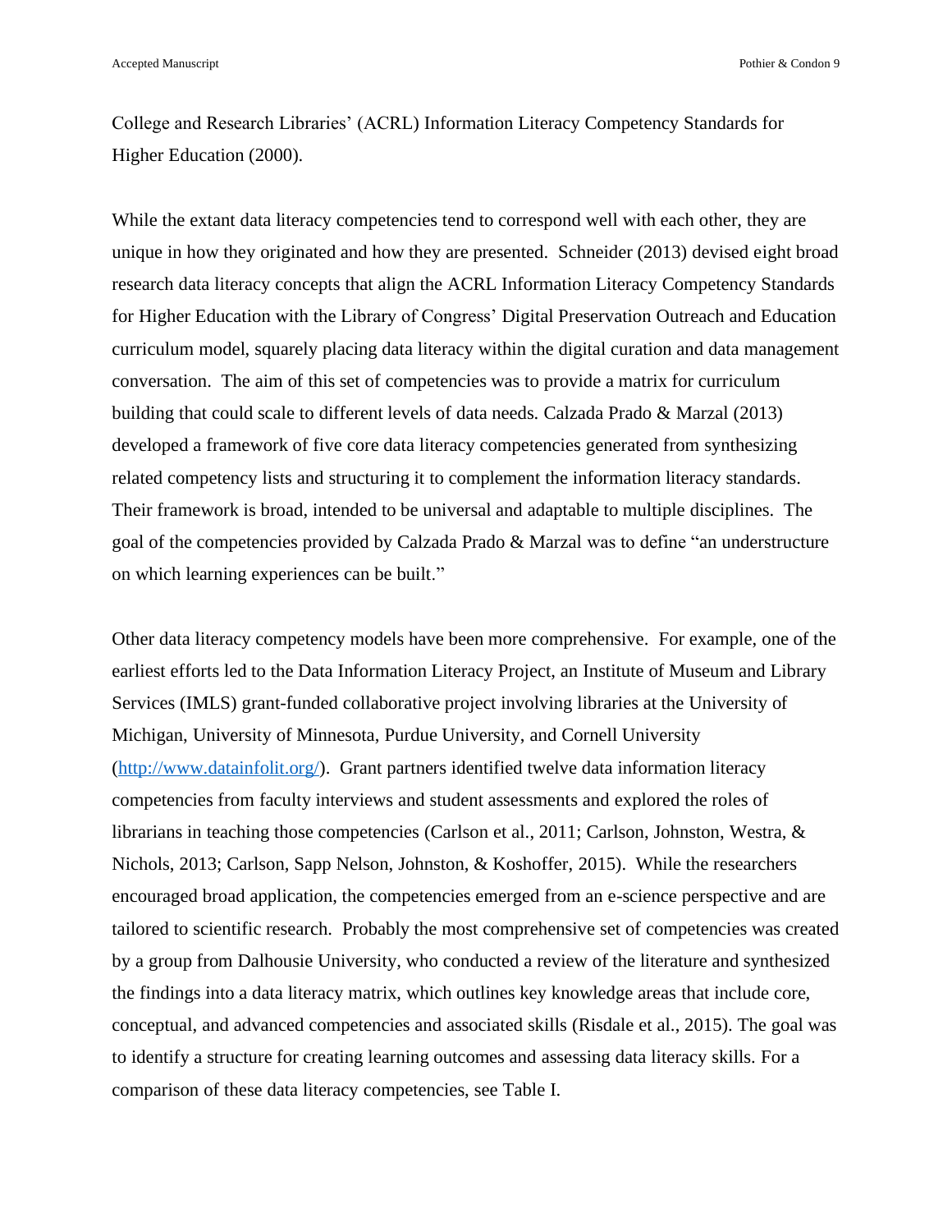College and Research Libraries' (ACRL) Information Literacy Competency Standards for Higher Education (2000).

While the extant data literacy competencies tend to correspond well with each other, they are unique in how they originated and how they are presented. Schneider (2013) devised eight broad research data literacy concepts that align the ACRL Information Literacy Competency Standards for Higher Education with the Library of Congress' Digital Preservation Outreach and Education curriculum model, squarely placing data literacy within the digital curation and data management conversation. The aim of this set of competencies was to provide a matrix for curriculum building that could scale to different levels of data needs. Calzada Prado & Marzal (2013) developed a framework of five core data literacy competencies generated from synthesizing related competency lists and structuring it to complement the information literacy standards. Their framework is broad, intended to be universal and adaptable to multiple disciplines. The goal of the competencies provided by Calzada Prado & Marzal was to define "an understructure on which learning experiences can be built."

Other data literacy competency models have been more comprehensive. For example, one of the earliest efforts led to the Data Information Literacy Project, an Institute of Museum and Library Services (IMLS) grant-funded collaborative project involving libraries at the University of Michigan, University of Minnesota, Purdue University, and Cornell University ([http://www.datainfolit.org/](http://www.datainfolit.org/)). Grant partners identified twelve data information literacy competencies from faculty interviews and student assessments and explored the roles of librarians in teaching those competencies (Carlson et al., 2011; Carlson, Johnston, Westra, & Nichols, 2013; Carlson, Sapp Nelson, Johnston, & Koshoffer, 2015). While the researchers encouraged broad application, the competencies emerged from an e-science perspective and are tailored to scientific research. Probably the most comprehensive set of competencies was created by a group from Dalhousie University, who conducted a review of the literature and synthesized the findings into a data literacy matrix, which outlines key knowledge areas that include core, conceptual, and advanced competencies and associated skills (Risdale et al., 2015). The goal was to identify a structure for creating learning outcomes and assessing data literacy skills. For a comparison of these data literacy competencies, see Table I.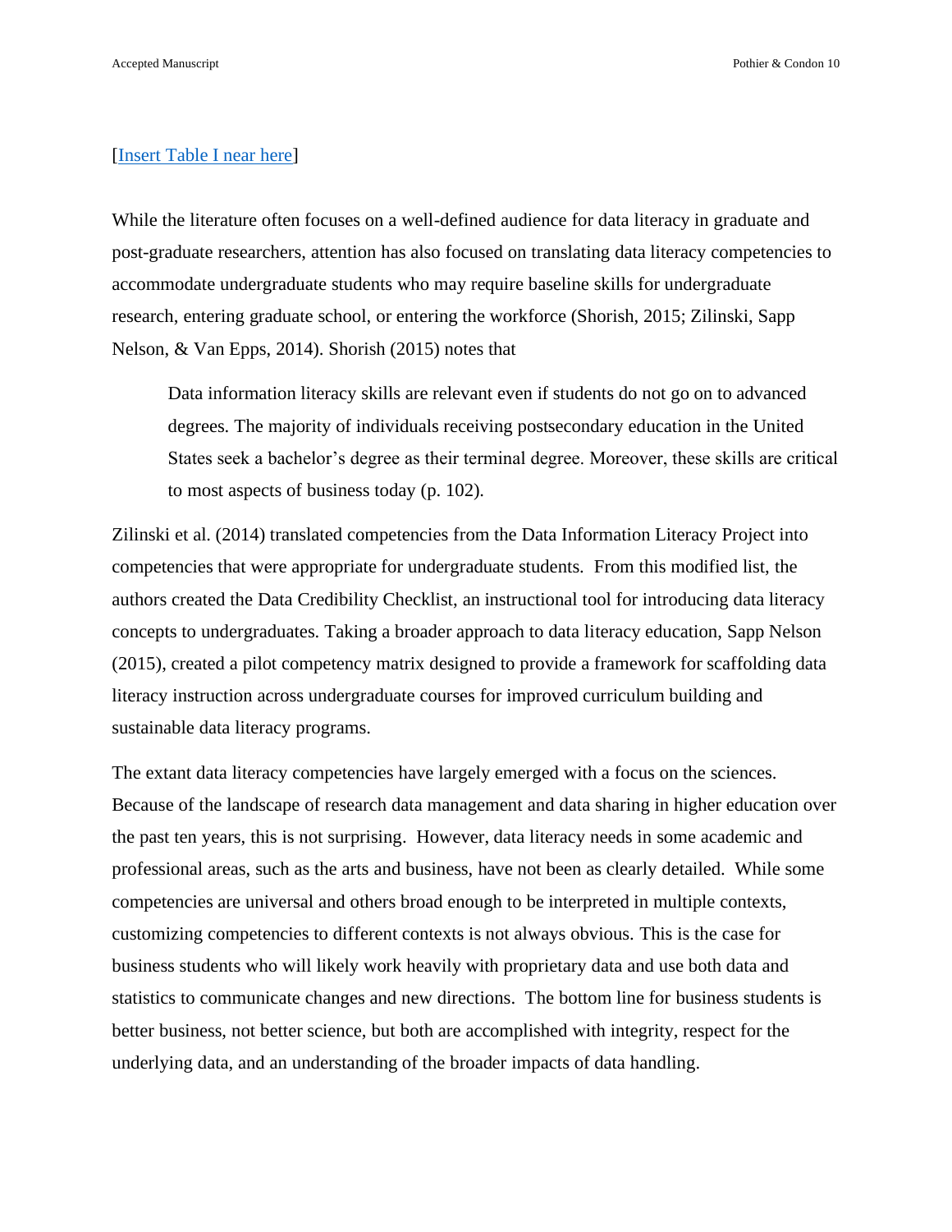[Insert Table I near here]

While the literature often focuses on a well-defined audience for data literacy in graduate and post-graduate researchers, attention has also focused on translating data literacy competencies to accommodate undergraduate students who may require baseline skills for undergraduate research, entering graduate school, or entering the workforce (Shorish, 2015; Zilinski, Sapp Nelson, & Van Epps, 2014). Shorish (2015) notes that

> Data information literacy skills are relevant even if students do not go on to advanced degrees. The majority of individuals receiving postsecondary education in the United States seek a bachelor's degree as their terminal degree. Moreover, these skills are critical to most aspects of business today (p. 102).

Zilinski et al. (2014) translated competencies from the Data Information Literacy Project into competencies that were appropriate for undergraduate students. From this modified list, the authors created the Data Credibility Checklist, an instructional tool for introducing data literacy concepts to undergraduates. Taking a broader approach to data literacy education, Sapp Nelson (2015), created a pilot competency matrix designed to provide a framework for scaffolding data literacy instruction across undergraduate courses for improved curriculum building and sustainable data literacy programs.

The extant data literacy competencies have largely emerged with a focus on the sciences. Because of the landscape of research data management and data sharing in higher education over the past ten years, this is not surprising. However, data literacy needs in some academic and professional areas, such as the arts and business, have not been as clearly detailed. While some competencies are universal and others broad enough to be interpreted in multiple contexts, customizing competencies to different contexts is not always obvious. This is the case for business students who will likely work heavily with proprietary data and use both data and statistics to communicate changes and new directions. The bottom line for business students is better business, not better science, but both are accomplished with integrity, respect for the underlying data, and an understanding of the broader impacts of data handling.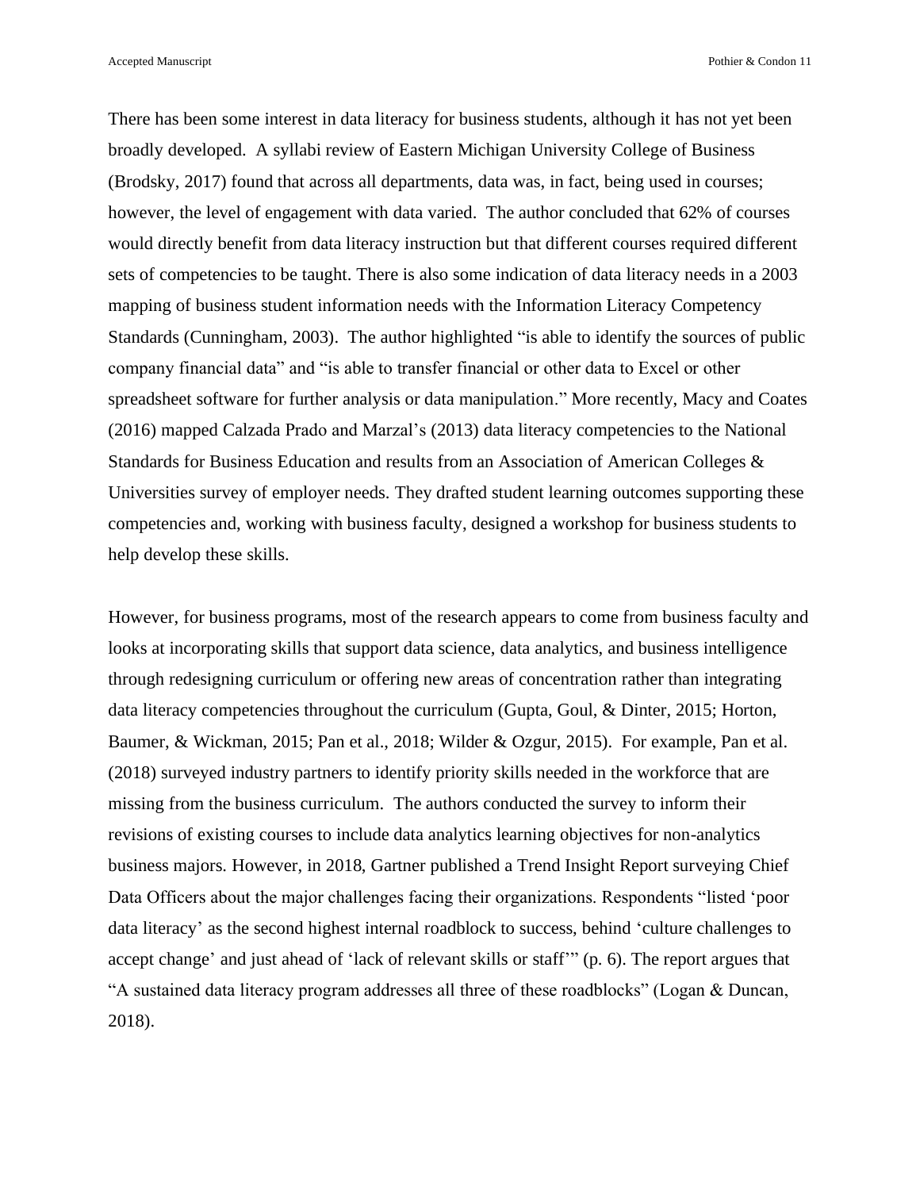There has been some interest in data literacy for business students, although it has not yet been broadly developed. A syllabi review of Eastern Michigan University College of Business (Brodsky, 2017) found that across all departments, data was, in fact, being used in courses; however, the level of engagement with data varied. The author concluded that 62% of courses would directly benefit from data literacy instruction but that different courses required different sets of competencies to be taught. There is also some indication of data literacy needs in a 2003 mapping of business student information needs with the Information Literacy Competency Standards (Cunningham, 2003). The author highlighted "is able to identify the sources of public company financial data" and "is able to transfer financial or other data to Excel or other spreadsheet software for further analysis or data manipulation." More recently, Macy and Coates (2016) mapped Calzada Prado and Marzal's (2013) data literacy competencies to the National Standards for Business Education and results from an Association of American Colleges & Universities survey of employer needs. They drafted student learning outcomes supporting these competencies and, working with business faculty, designed a workshop for business students to help develop these skills.

However, for business programs, most of the research appears to come from business faculty and looks at incorporating skills that support data science, data analytics, and business intelligence through redesigning curriculum or offering new areas of concentration rather than integrating data literacy competencies throughout the curriculum (Gupta, Goul, & Dinter, 2015; Horton, Baumer, & Wickman, 2015; Pan et al., 2018; Wilder & Ozgur, 2015). For example, Pan et al. (2018) surveyed industry partners to identify priority skills needed in the workforce that are missing from the business curriculum. The authors conducted the survey to inform their revisions of existing courses to include data analytics learning objectives for non-analytics business majors. However, in 2018, Gartner published a Trend Insight Report surveying Chief Data Officers about the major challenges facing their organizations. Respondents "listed 'poor data literacy' as the second highest internal roadblock to success, behind 'culture challenges to accept change' and just ahead of 'lack of relevant skills or staff'" (p. 6). The report argues that "A sustained data literacy program addresses all three of these roadblocks" (Logan & Duncan, 2018).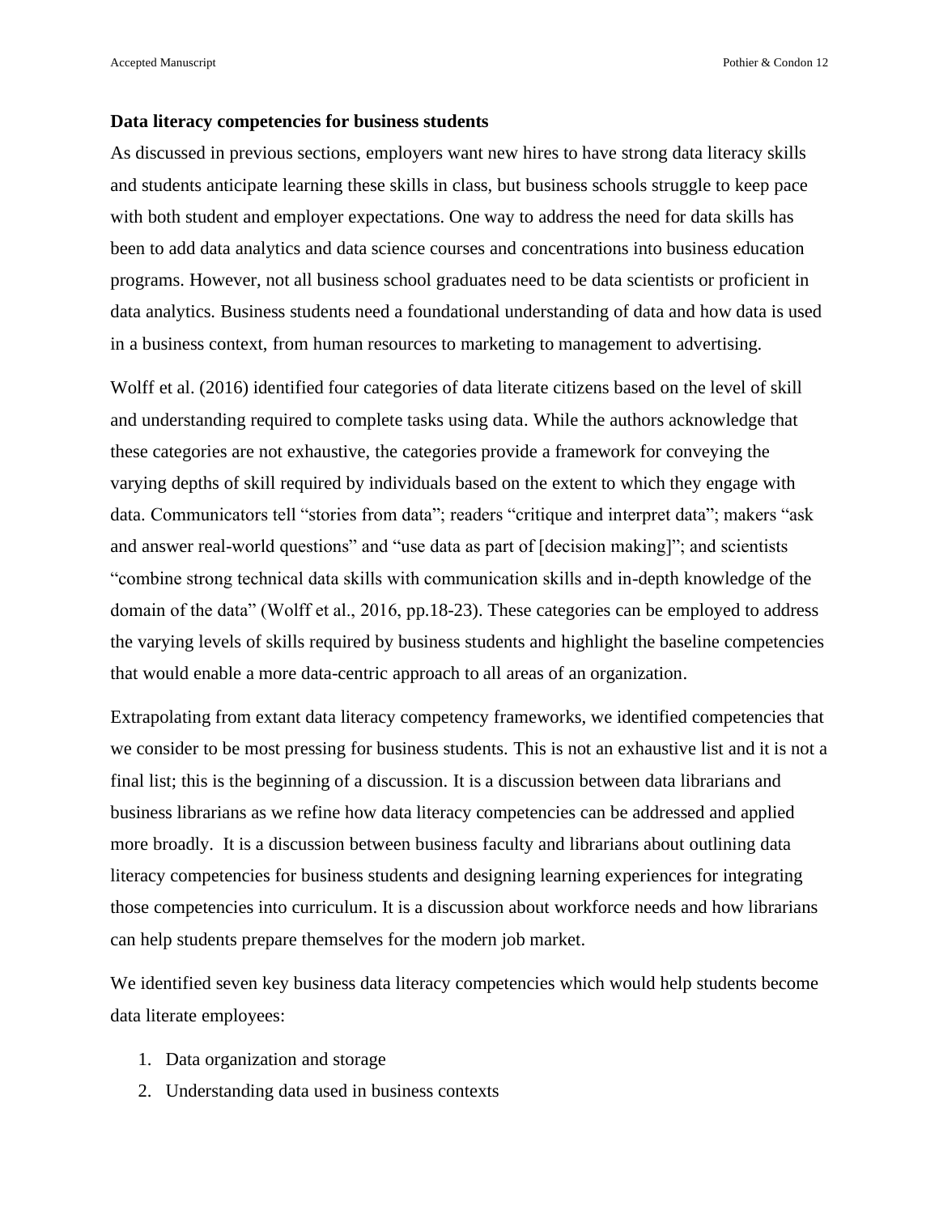**Data literacy competencies for business students**

As discussed in previous sections, employers want new hires to have strong data literacy skills and students anticipate learning these skills in class, but business schools struggle to keep pace with both student and employer expectations. One way to address the need for data skills has been to add data analytics and data science courses and concentrations into business education programs. However, not all business school graduates need to be data scientists or proficient in data analytics. Business students need a foundational understanding of data and how data is used in a business context, from human resources to marketing to management to advertising.

Wolff et al. (2016) identified four categories of data literate citizens based on the level of skill and understanding required to complete tasks using data. While the authors acknowledge that these categories are not exhaustive, the categories provide a framework for conveying the varying depths of skill required by individuals based on the extent to which they engage with data. Communicators tell "stories from data"; readers "critique and interpret data"; makers "ask and answer real-world questions" and "use data as part of [decision making]"; and scientists "combine strong technical data skills with communication skills and in-depth knowledge of the domain of the data" (Wolff et al., 2016, pp.18-23). These categories can be employed to address the varying levels of skills required by business students and highlight the baseline competencies that would enable a more data-centric approach to all areas of an organization.

Extrapolating from extant data literacy competency frameworks, we identified competencies that we consider to be most pressing for business students. This is not an exhaustive list and it is not a final list; this is the beginning of a discussion. It is a discussion between data librarians and business librarians as we refine how data literacy competencies can be addressed and applied more broadly. It is a discussion between business faculty and librarians about outlining data literacy competencies for business students and designing learning experiences for integrating those competencies into curriculum. It is a discussion about workforce needs and how librarians can help students prepare themselves for the modern job market.

We identified seven key business data literacy competencies which would help students become data literate employees:

1. Data organization and storage
2. Understanding data used in business contexts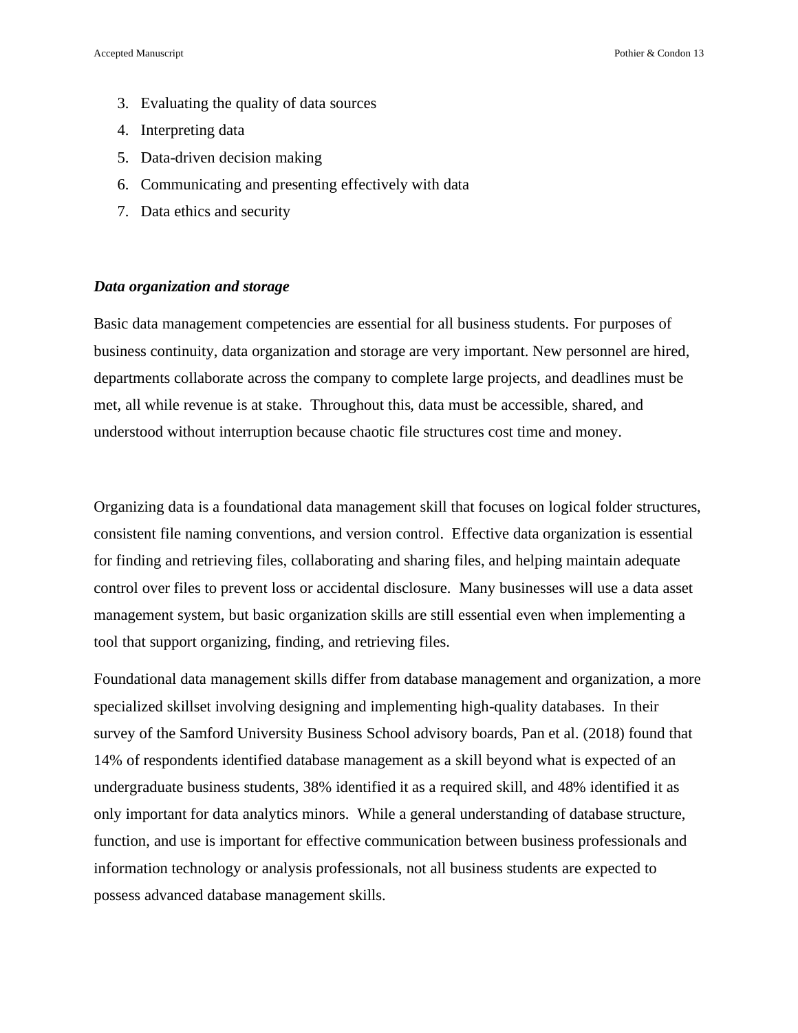3. Evaluating the quality of data sources
4. Interpreting data
5. Data-driven decision making
6. Communicating and presenting effectively with data
7. Data ethics and security

***Data organization and storage***

Basic data management competencies are essential for all business students. For purposes of business continuity, data organization and storage are very important. New personnel are hired, departments collaborate across the company to complete large projects, and deadlines must be met, all while revenue is at stake. Throughout this, data must be accessible, shared, and understood without interruption because chaotic file structures cost time and money.

Organizing data is a foundational data management skill that focuses on logical folder structures, consistent file naming conventions, and version control. Effective data organization is essential for finding and retrieving files, collaborating and sharing files, and helping maintain adequate control over files to prevent loss or accidental disclosure. Many businesses will use a data asset management system, but basic organization skills are still essential even when implementing a tool that support organizing, finding, and retrieving files.

Foundational data management skills differ from database management and organization, a more specialized skillset involving designing and implementing high-quality databases. In their survey of the Samford University Business School advisory boards, Pan et al. (2018) found that 14% of respondents identified database management as a skill beyond what is expected of an undergraduate business students, 38% identified it as a required skill, and 48% identified it as only important for data analytics minors. While a general understanding of database structure, function, and use is important for effective communication between business professionals and information technology or analysis professionals, not all business students are expected to possess advanced database management skills.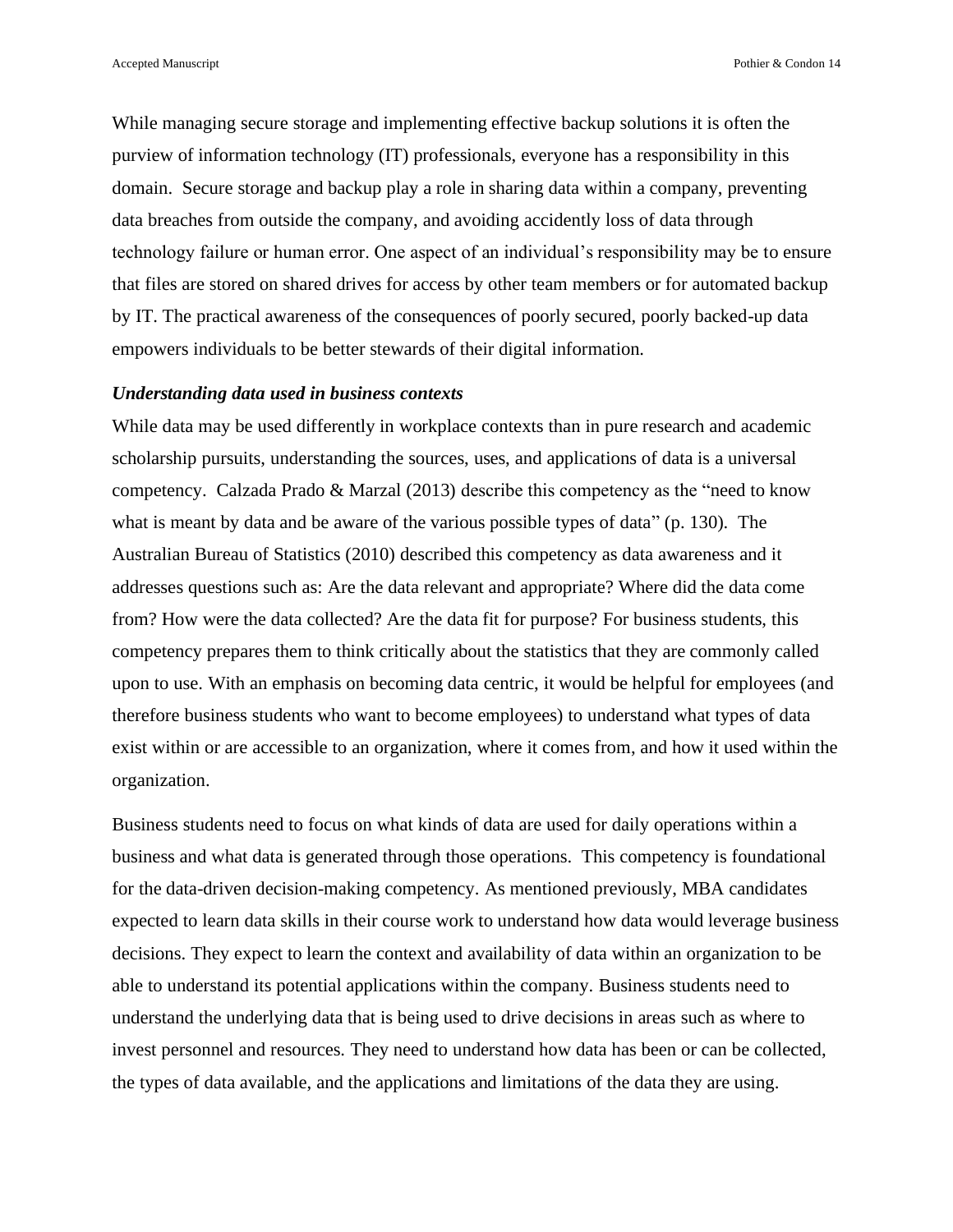While managing secure storage and implementing effective backup solutions it is often the purview of information technology (IT) professionals, everyone has a responsibility in this domain. Secure storage and backup play a role in sharing data within a company, preventing data breaches from outside the company, and avoiding accidently loss of data through technology failure or human error. One aspect of an individual's responsibility may be to ensure that files are stored on shared drives for access by other team members or for automated backup by IT. The practical awareness of the consequences of poorly secured, poorly backed-up data empowers individuals to be better stewards of their digital information.

### *Understanding data used in business contexts*

While data may be used differently in workplace contexts than in pure research and academic scholarship pursuits, understanding the sources, uses, and applications of data is a universal competency. Calzada Prado & Marzal (2013) describe this competency as the "need to know what is meant by data and be aware of the various possible types of data" (p. 130). The Australian Bureau of Statistics (2010) described this competency as data awareness and it addresses questions such as: Are the data relevant and appropriate? Where did the data come from? How were the data collected? Are the data fit for purpose? For business students, this competency prepares them to think critically about the statistics that they are commonly called upon to use. With an emphasis on becoming data centric, it would be helpful for employees (and therefore business students who want to become employees) to understand what types of data exist within or are accessible to an organization, where it comes from, and how it used within the organization.

Business students need to focus on what kinds of data are used for daily operations within a business and what data is generated through those operations. This competency is foundational for the data-driven decision-making competency. As mentioned previously, MBA candidates expected to learn data skills in their course work to understand how data would leverage business decisions. They expect to learn the context and availability of data within an organization to be able to understand its potential applications within the company. Business students need to understand the underlying data that is being used to drive decisions in areas such as where to invest personnel and resources. They need to understand how data has been or can be collected, the types of data available, and the applications and limitations of the data they are using.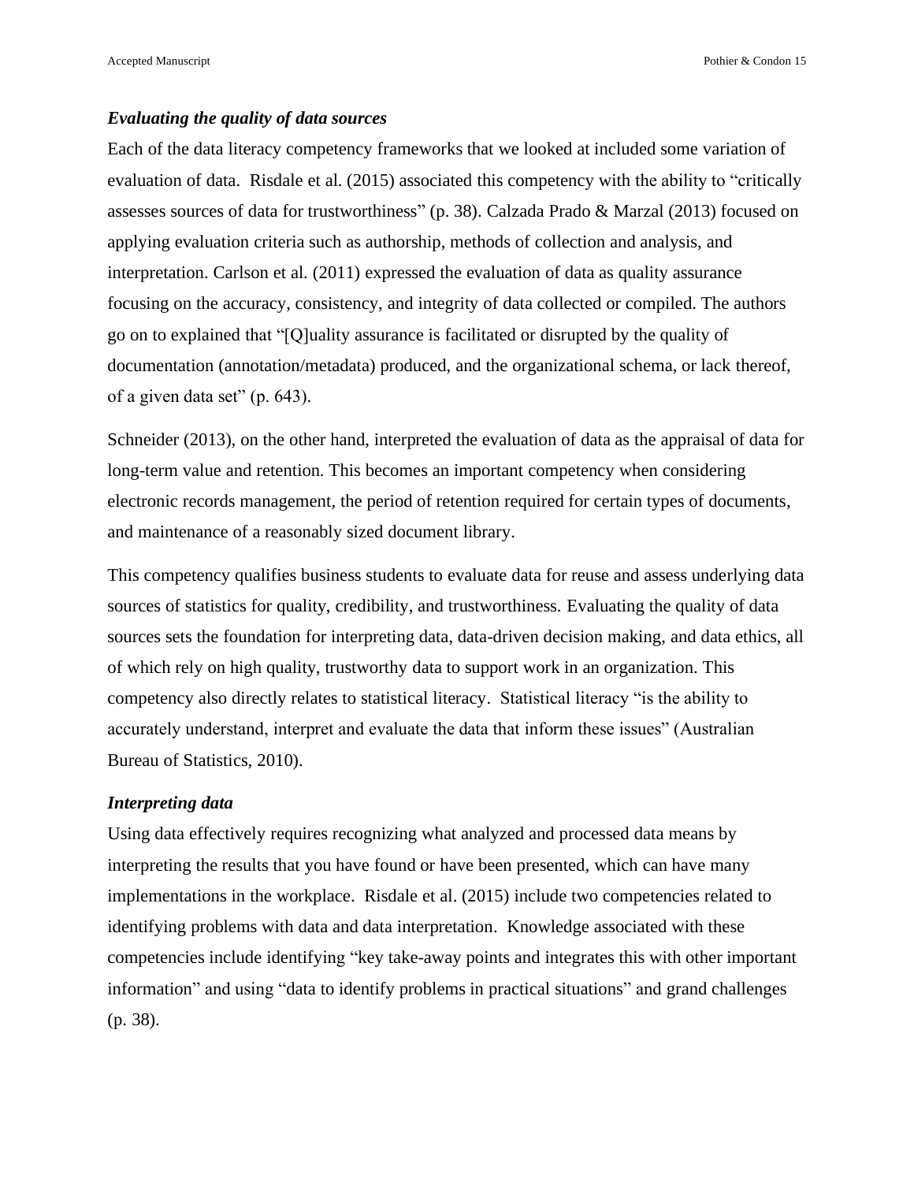### *Evaluating the quality of data sources*

Each of the data literacy competency frameworks that we looked at included some variation of evaluation of data. Risdale et al. (2015) associated this competency with the ability to "critically assesses sources of data for trustworthiness" (p. 38). Calzada Prado & Marzal (2013) focused on applying evaluation criteria such as authorship, methods of collection and analysis, and interpretation. Carlson et al. (2011) expressed the evaluation of data as quality assurance focusing on the accuracy, consistency, and integrity of data collected or compiled. The authors go on to explained that "[Q]uality assurance is facilitated or disrupted by the quality of documentation (annotation/metadata) produced, and the organizational schema, or lack thereof, of a given data set" (p. 643).

Schneider (2013), on the other hand, interpreted the evaluation of data as the appraisal of data for long-term value and retention. This becomes an important competency when considering electronic records management, the period of retention required for certain types of documents, and maintenance of a reasonably sized document library.

This competency qualifies business students to evaluate data for reuse and assess underlying data sources of statistics for quality, credibility, and trustworthiness. Evaluating the quality of data sources sets the foundation for interpreting data, data-driven decision making, and data ethics, all of which rely on high quality, trustworthy data to support work in an organization. This competency also directly relates to statistical literacy. Statistical literacy "is the ability to accurately understand, interpret and evaluate the data that inform these issues" (Australian Bureau of Statistics, 2010).

### *Interpreting data*

Using data effectively requires recognizing what analyzed and processed data means by interpreting the results that you have found or have been presented, which can have many implementations in the workplace. Risdale et al. (2015) include two competencies related to identifying problems with data and data interpretation. Knowledge associated with these competencies include identifying "key take-away points and integrates this with other important information" and using "data to identify problems in practical situations" and grand challenges (p. 38).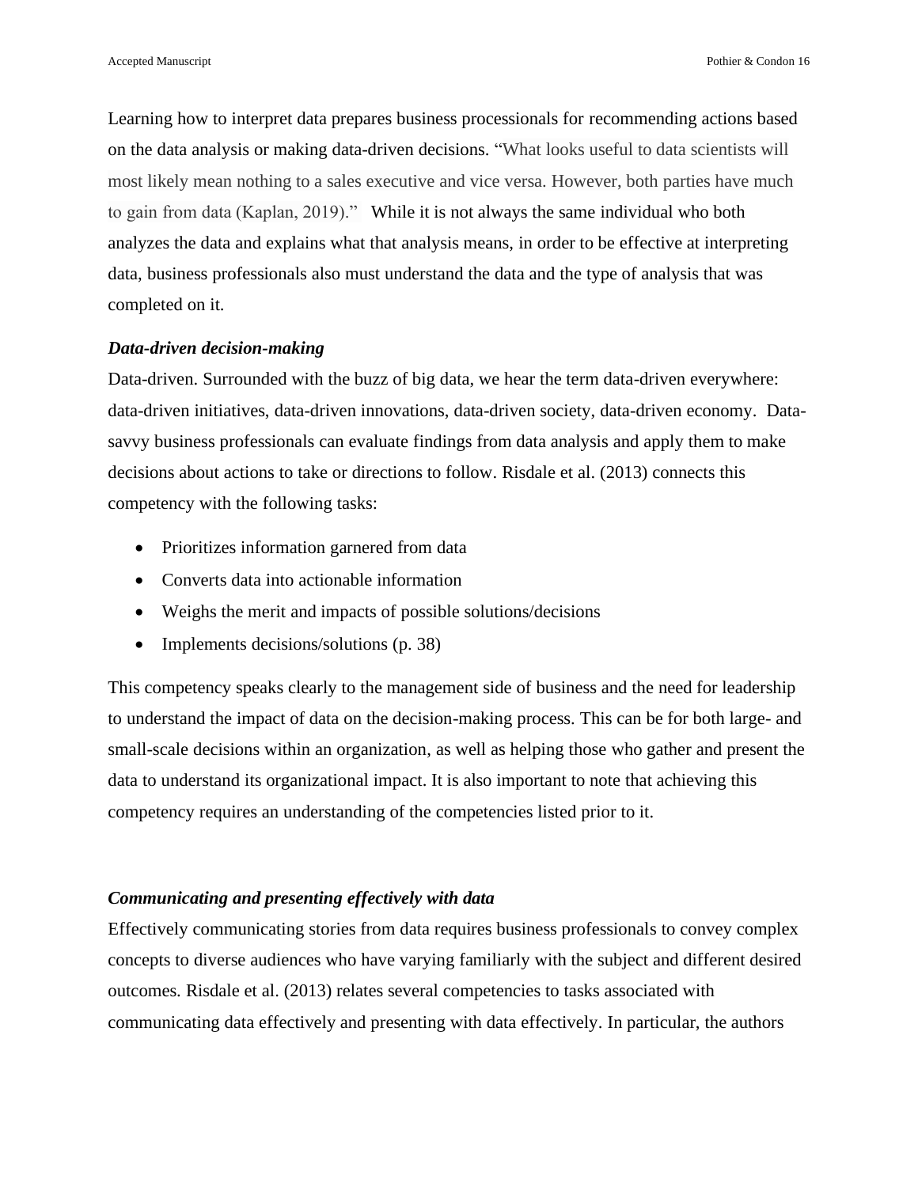Learning how to interpret data prepares business processionals for recommending actions based on the data analysis or making data-driven decisions. "What looks useful to data scientists will most likely mean nothing to a sales executive and vice versa. However, both parties have much to gain from data (Kaplan, 2019)." While it is not always the same individual who both analyzes the data and explains what that analysis means, in order to be effective at interpreting data, business professionals also must understand the data and the type of analysis that was completed on it.

### ***Data-driven decision-making***

Data-driven. Surrounded with the buzz of big data, we hear the term data-driven everywhere: data-driven initiatives, data-driven innovations, data-driven society, data-driven economy. Data-savvy business professionals can evaluate findings from data analysis and apply them to make decisions about actions to take or directions to follow. Risdale et al. (2013) connects this competency with the following tasks:

- Prioritizes information garnered from data
- Converts data into actionable information
- Weighs the merit and impacts of possible solutions/decisions
- Implements decisions/solutions (p. 38)

This competency speaks clearly to the management side of business and the need for leadership to understand the impact of data on the decision-making process. This can be for both large- and small-scale decisions within an organization, as well as helping those who gather and present the data to understand its organizational impact. It is also important to note that achieving this competency requires an understanding of the competencies listed prior to it.

### ***Communicating and presenting effectively with data***

Effectively communicating stories from data requires business professionals to convey complex concepts to diverse audiences who have varying familiarly with the subject and different desired outcomes. Risdale et al. (2013) relates several competencies to tasks associated with communicating data effectively and presenting with data effectively. In particular, the authors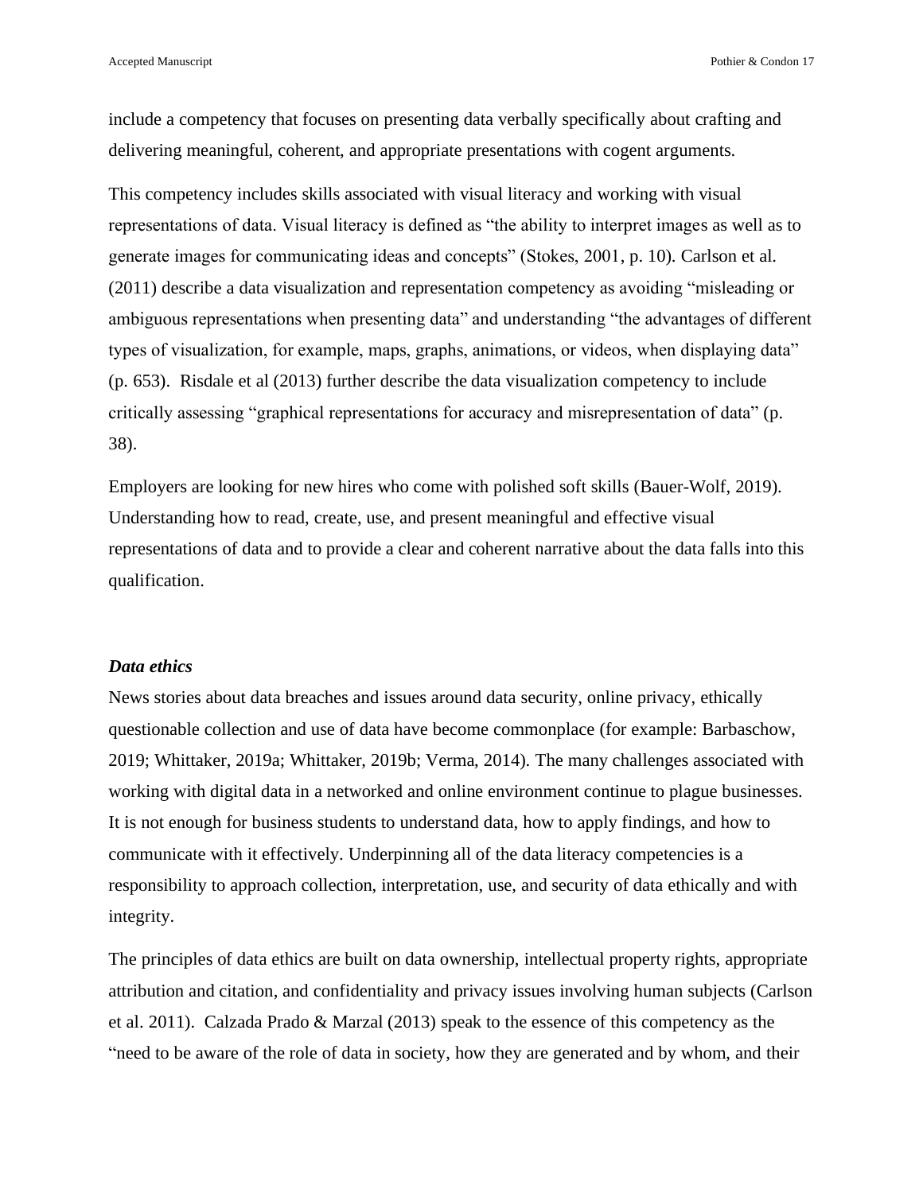include a competency that focuses on presenting data verbally specifically about crafting and delivering meaningful, coherent, and appropriate presentations with cogent arguments.

This competency includes skills associated with visual literacy and working with visual representations of data. Visual literacy is defined as "the ability to interpret images as well as to generate images for communicating ideas and concepts" (Stokes, 2001, p. 10). Carlson et al. (2011) describe a data visualization and representation competency as avoiding "misleading or ambiguous representations when presenting data" and understanding "the advantages of different types of visualization, for example, maps, graphs, animations, or videos, when displaying data" (p. 653). Risdale et al (2013) further describe the data visualization competency to include critically assessing "graphical representations for accuracy and misrepresentation of data" (p. 38).

Employers are looking for new hires who come with polished soft skills (Bauer-Wolf, 2019). Understanding how to read, create, use, and present meaningful and effective visual representations of data and to provide a clear and coherent narrative about the data falls into this qualification.

### *Data ethics*

News stories about data breaches and issues around data security, online privacy, ethically questionable collection and use of data have become commonplace (for example: Barbaschow, 2019; Whittaker, 2019a; Whittaker, 2019b; Verma, 2014). The many challenges associated with working with digital data in a networked and online environment continue to plague businesses. It is not enough for business students to understand data, how to apply findings, and how to communicate with it effectively. Underpinning all of the data literacy competencies is a responsibility to approach collection, interpretation, use, and security of data ethically and with integrity.

The principles of data ethics are built on data ownership, intellectual property rights, appropriate attribution and citation, and confidentiality and privacy issues involving human subjects (Carlson et al. 2011). Calzada Prado & Marzal (2013) speak to the essence of this competency as the "need to be aware of the role of data in society, how they are generated and by whom, and their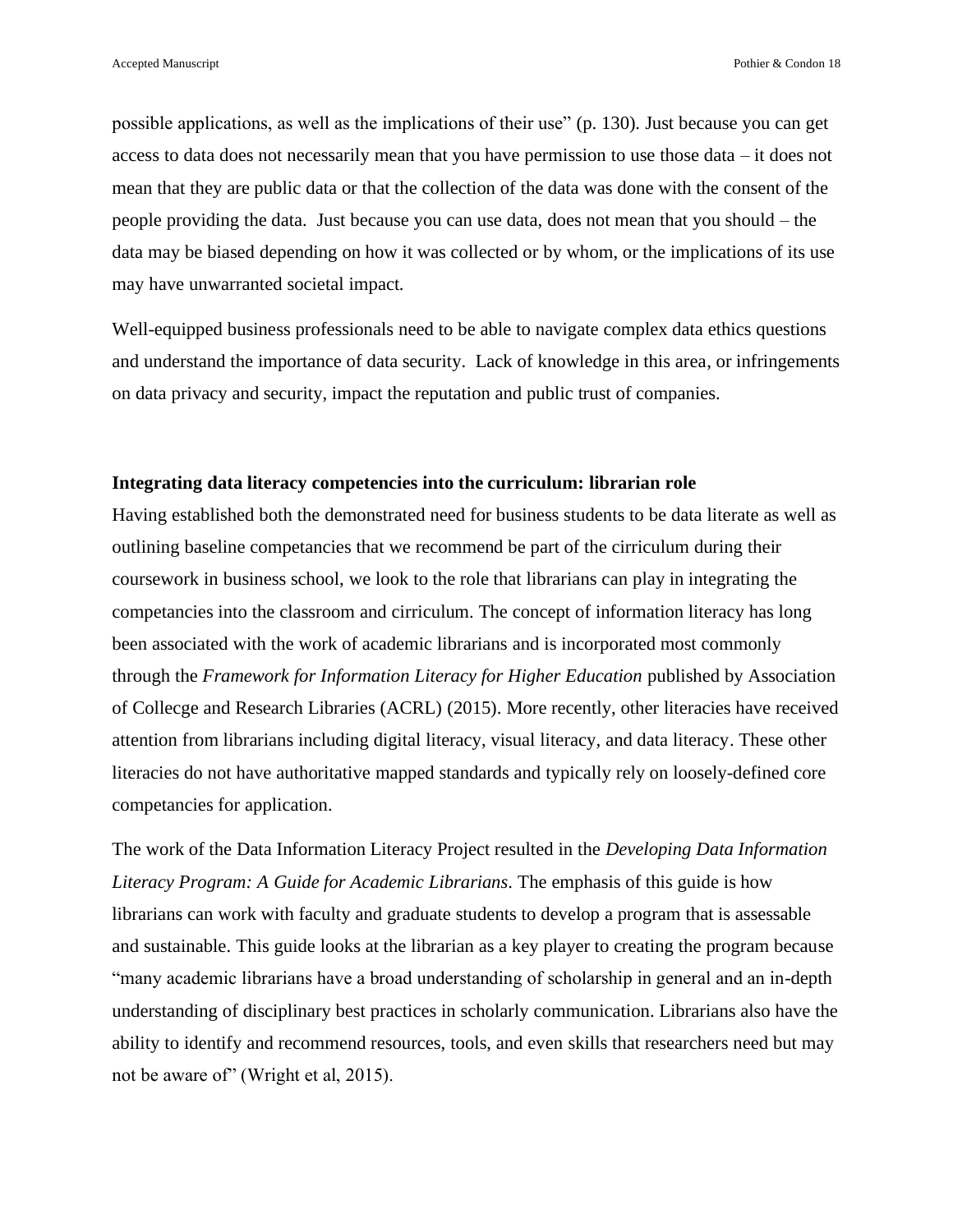possible applications, as well as the implications of their use" (p. 130). Just because you can get access to data does not necessarily mean that you have permission to use those data – it does not mean that they are public data or that the collection of the data was done with the consent of the people providing the data. Just because you can use data, does not mean that you should – the data may be biased depending on how it was collected or by whom, or the implications of its use may have unwarranted societal impact.

Well-equipped business professionals need to be able to navigate complex data ethics questions and understand the importance of data security. Lack of knowledge in this area, or infringements on data privacy and security, impact the reputation and public trust of companies.

## Integrating data literacy competencies into the curriculum: librarian role

Having established both the demonstrated need for business students to be data literate as well as outlining baseline competancies that we recommend be part of the cirriculum during their coursework in business school, we look to the role that librarians can play in integrating the competancies into the classroom and cirriculum. The concept of information literacy has long been associated with the work of academic librarians and is incorporated most commonly through the *Framework for Information Literacy for Higher Education* published by Association of Collecge and Research Libraries (ACRL) (2015). More recently, other literacies have received attention from librarians including digital literacy, visual literacy, and data literacy. These other literacies do not have authoritative mapped standards and typically rely on loosely-defined core competancies for application.

The work of the Data Information Literacy Project resulted in the *Developing Data Information Literacy Program: A Guide for Academic Librarians*. The emphasis of this guide is how librarians can work with faculty and graduate students to develop a program that is assessable and sustainable. This guide looks at the librarian as a key player to creating the program because "many academic librarians have a broad understanding of scholarship in general and an in-depth understanding of disciplinary best practices in scholarly communication. Librarians also have the ability to identify and recommend resources, tools, and even skills that researchers need but may not be aware of" (Wright et al, 2015).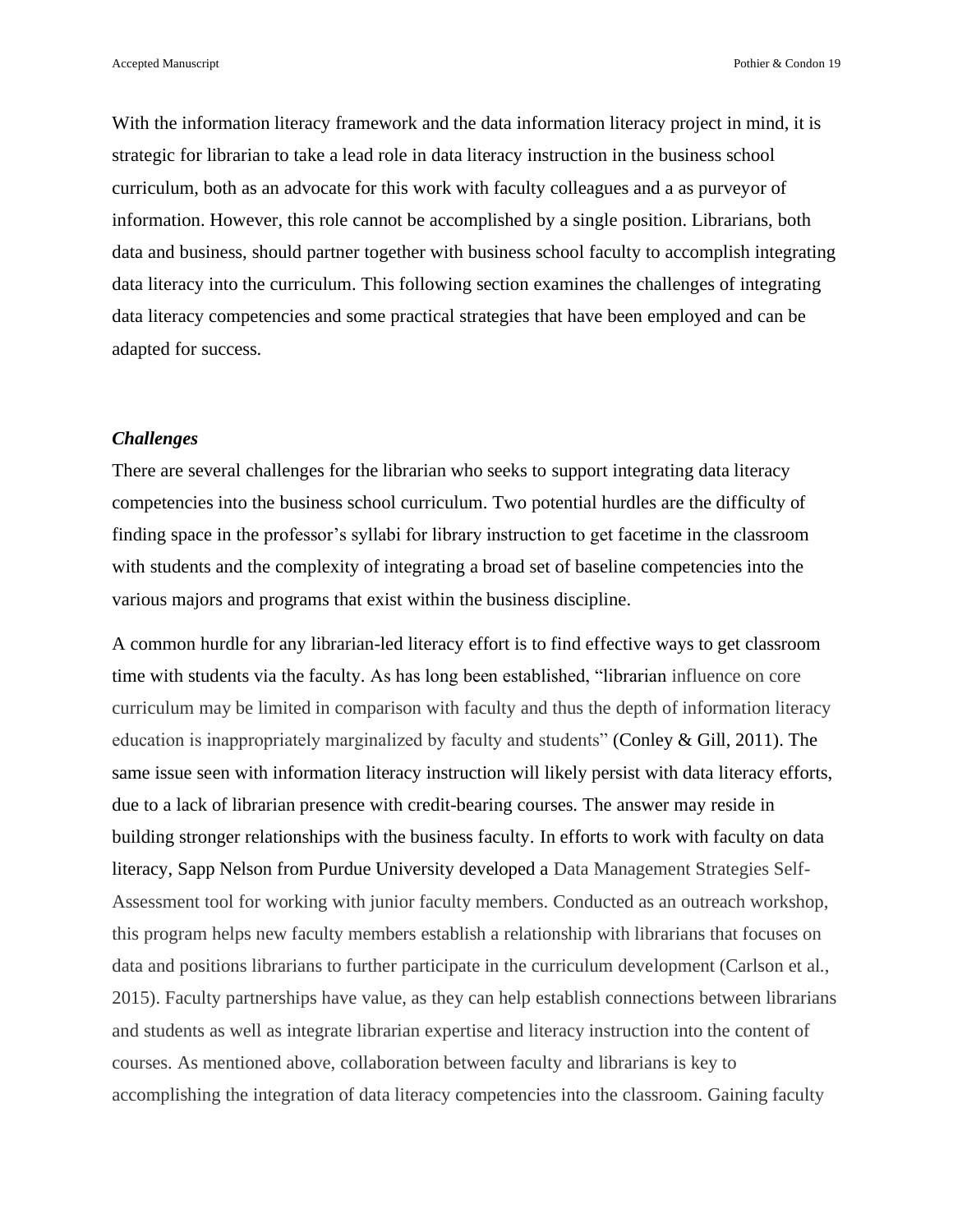With the information literacy framework and the data information literacy project in mind, it is strategic for librarian to take a lead role in data literacy instruction in the business school curriculum, both as an advocate for this work with faculty colleagues and a as purveyor of information. However, this role cannot be accomplished by a single position. Librarians, both data and business, should partner together with business school faculty to accomplish integrating data literacy into the curriculum. This following section examines the challenges of integrating data literacy competencies and some practical strategies that have been employed and can be adapted for success.

### *Challenges*

There are several challenges for the librarian who seeks to support integrating data literacy competencies into the business school curriculum. Two potential hurdles are the difficulty of finding space in the professor's syllabi for library instruction to get facetime in the classroom with students and the complexity of integrating a broad set of baseline competencies into the various majors and programs that exist within the business discipline.

A common hurdle for any librarian-led literacy effort is to find effective ways to get classroom time with students via the faculty. As has long been established, "librarian influence on core curriculum may be limited in comparison with faculty and thus the depth of information literacy education is inappropriately marginalized by faculty and students" (Conley & Gill, 2011). The same issue seen with information literacy instruction will likely persist with data literacy efforts, due to a lack of librarian presence with credit-bearing courses. The answer may reside in building stronger relationships with the business faculty. In efforts to work with faculty on data literacy, Sapp Nelson from Purdue University developed a Data Management Strategies Self-Assessment tool for working with junior faculty members. Conducted as an outreach workshop, this program helps new faculty members establish a relationship with librarians that focuses on data and positions librarians to further participate in the curriculum development (Carlson et al., 2015). Faculty partnerships have value, as they can help establish connections between librarians and students as well as integrate librarian expertise and literacy instruction into the content of courses. As mentioned above, collaboration between faculty and librarians is key to accomplishing the integration of data literacy competencies into the classroom. Gaining faculty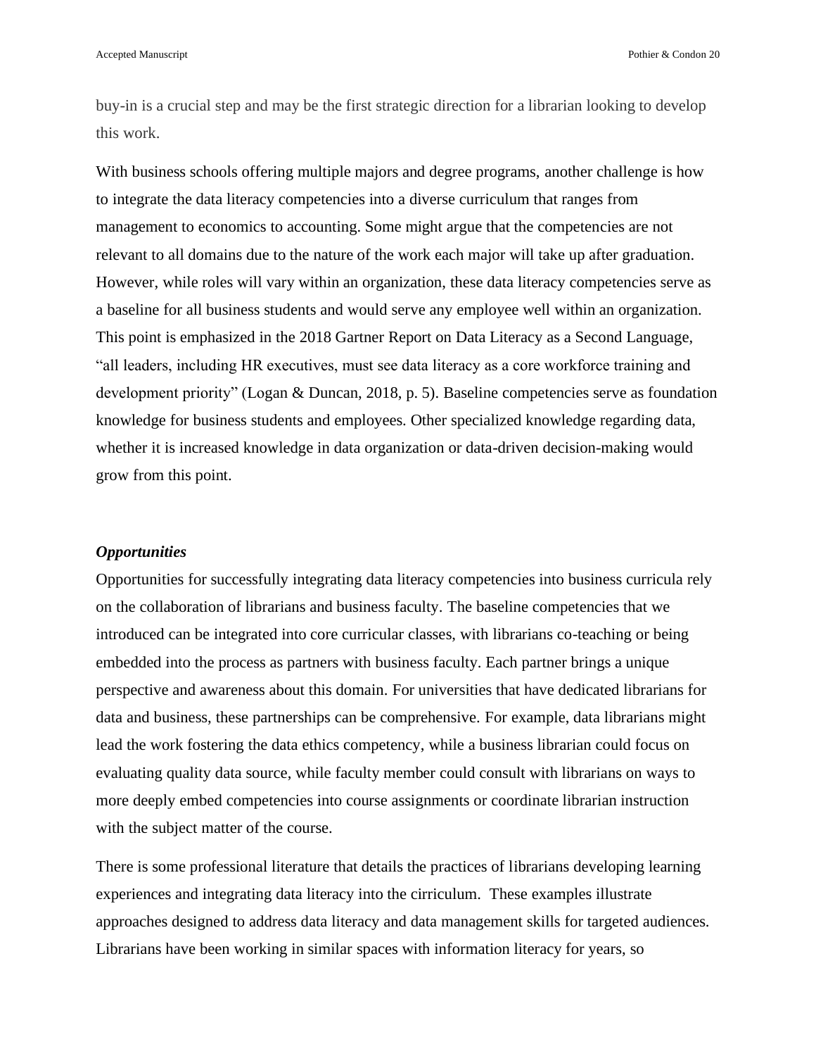buy-in is a crucial step and may be the first strategic direction for a librarian looking to develop this work.

With business schools offering multiple majors and degree programs, another challenge is how to integrate the data literacy competencies into a diverse curriculum that ranges from management to economics to accounting. Some might argue that the competencies are not relevant to all domains due to the nature of the work each major will take up after graduation. However, while roles will vary within an organization, these data literacy competencies serve as a baseline for all business students and would serve any employee well within an organization. This point is emphasized in the 2018 Gartner Report on Data Literacy as a Second Language, "all leaders, including HR executives, must see data literacy as a core workforce training and development priority" (Logan & Duncan, 2018, p. 5). Baseline competencies serve as foundation knowledge for business students and employees. Other specialized knowledge regarding data, whether it is increased knowledge in data organization or data-driven decision-making would grow from this point.

***Opportunities***

Opportunities for successfully integrating data literacy competencies into business curricula rely on the collaboration of librarians and business faculty. The baseline competencies that we introduced can be integrated into core curricular classes, with librarians co-teaching or being embedded into the process as partners with business faculty. Each partner brings a unique perspective and awareness about this domain. For universities that have dedicated librarians for data and business, these partnerships can be comprehensive. For example, data librarians might lead the work fostering the data ethics competency, while a business librarian could focus on evaluating quality data source, while faculty member could consult with librarians on ways to more deeply embed competencies into course assignments or coordinate librarian instruction with the subject matter of the course.

There is some professional literature that details the practices of librarians developing learning experiences and integrating data literacy into the cirriculum. These examples illustrate approaches designed to address data literacy and data management skills for targeted audiences. Librarians have been working in similar spaces with information literacy for years, so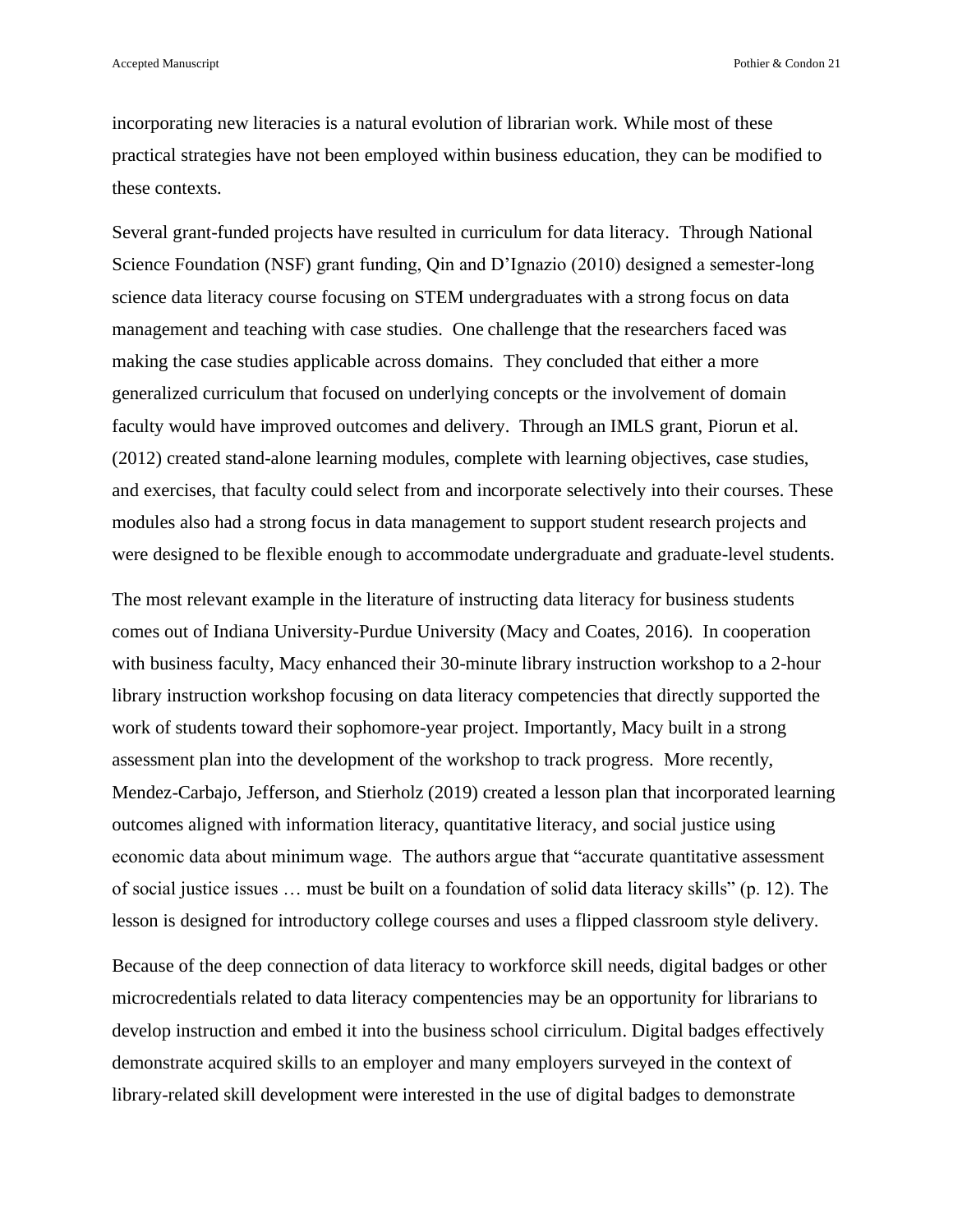incorporating new literacies is a natural evolution of librarian work. While most of these practical strategies have not been employed within business education, they can be modified to these contexts.

Several grant-funded projects have resulted in curriculum for data literacy. Through National Science Foundation (NSF) grant funding, Qin and D'Ignazio (2010) designed a semester-long science data literacy course focusing on STEM undergraduates with a strong focus on data management and teaching with case studies. One challenge that the researchers faced was making the case studies applicable across domains. They concluded that either a more generalized curriculum that focused on underlying concepts or the involvement of domain faculty would have improved outcomes and delivery. Through an IMLS grant, Piorun et al. (2012) created stand-alone learning modules, complete with learning objectives, case studies, and exercises, that faculty could select from and incorporate selectively into their courses. These modules also had a strong focus in data management to support student research projects and were designed to be flexible enough to accommodate undergraduate and graduate-level students.

The most relevant example in the literature of instructing data literacy for business students comes out of Indiana University-Purdue University (Macy and Coates, 2016). In cooperation with business faculty, Macy enhanced their 30-minute library instruction workshop to a 2-hour library instruction workshop focusing on data literacy competencies that directly supported the work of students toward their sophomore-year project. Importantly, Macy built in a strong assessment plan into the development of the workshop to track progress. More recently, Mendez-Carbajo, Jefferson, and Stierholz (2019) created a lesson plan that incorporated learning outcomes aligned with information literacy, quantitative literacy, and social justice using economic data about minimum wage. The authors argue that "accurate quantitative assessment of social justice issues … must be built on a foundation of solid data literacy skills" (p. 12). The lesson is designed for introductory college courses and uses a flipped classroom style delivery.

Because of the deep connection of data literacy to workforce skill needs, digital badges or other microcredentials related to data literacy compentencies may be an opportunity for librarians to develop instruction and embed it into the business school cirriculum. Digital badges effectively demonstrate acquired skills to an employer and many employers surveyed in the context of library-related skill development were interested in the use of digital badges to demonstrate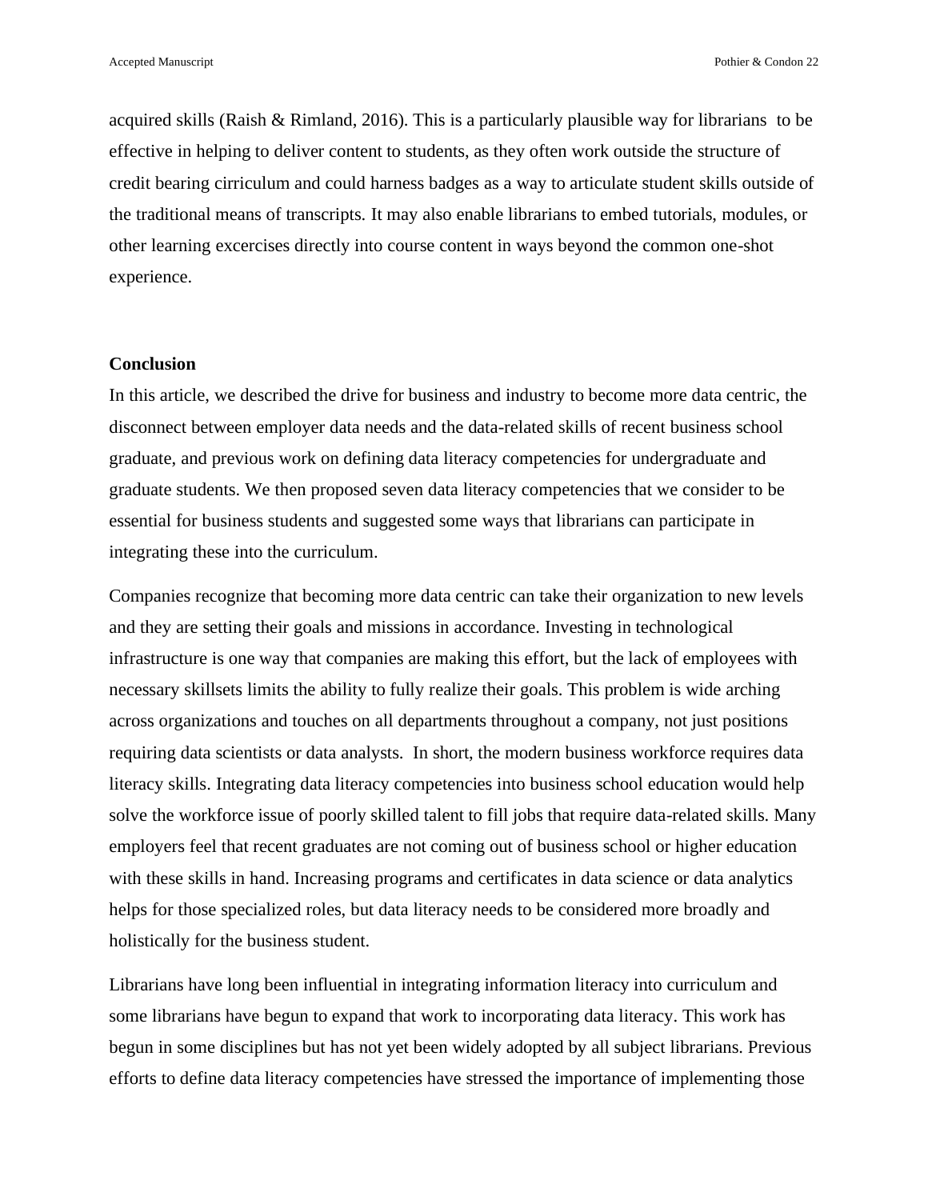acquired skills (Raish & Rimland, 2016). This is a particularly plausible way for librarians  to be effective in helping to deliver content to students, as they often work outside the structure of credit bearing cirriculum and could harness badges as a way to articulate student skills outside of the traditional means of transcripts. It may also enable librarians to embed tutorials, modules, or other learning excercises directly into course content in ways beyond the common one-shot experience.

## Conclusion

In this article, we described the drive for business and industry to become more data centric, the disconnect between employer data needs and the data-related skills of recent business school graduate, and previous work on defining data literacy competencies for undergraduate and graduate students. We then proposed seven data literacy competencies that we consider to be essential for business students and suggested some ways that librarians can participate in integrating these into the curriculum.

Companies recognize that becoming more data centric can take their organization to new levels and they are setting their goals and missions in accordance. Investing in technological infrastructure is one way that companies are making this effort, but the lack of employees with necessary skillsets limits the ability to fully realize their goals. This problem is wide arching across organizations and touches on all departments throughout a company, not just positions requiring data scientists or data analysts.  In short, the modern business workforce requires data literacy skills. Integrating data literacy competencies into business school education would help solve the workforce issue of poorly skilled talent to fill jobs that require data-related skills. Many employers feel that recent graduates are not coming out of business school or higher education with these skills in hand. Increasing programs and certificates in data science or data analytics helps for those specialized roles, but data literacy needs to be considered more broadly and holistically for the business student.

Librarians have long been influential in integrating information literacy into curriculum and some librarians have begun to expand that work to incorporating data literacy. This work has begun in some disciplines but has not yet been widely adopted by all subject librarians. Previous efforts to define data literacy competencies have stressed the importance of implementing those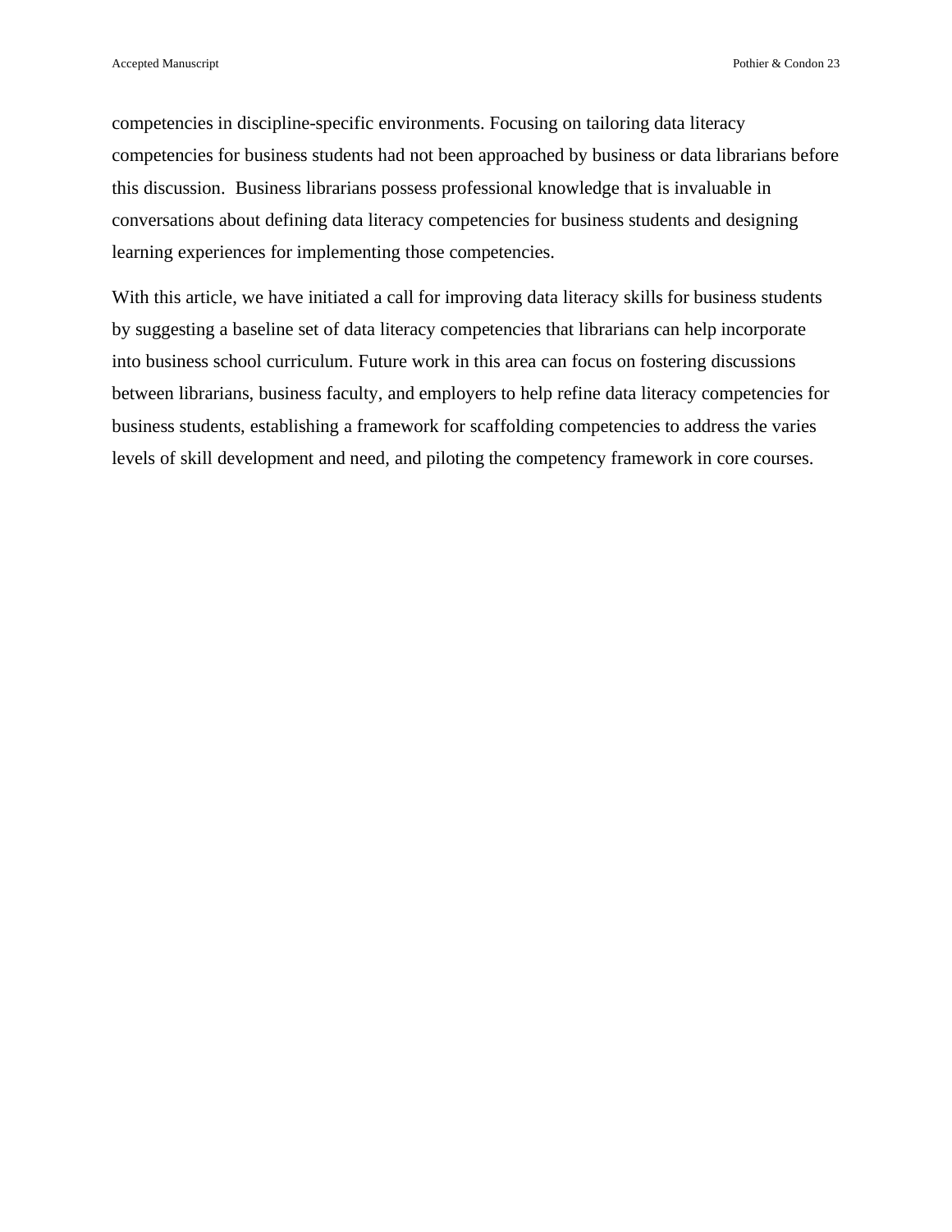competencies in discipline-specific environments. Focusing on tailoring data literacy competencies for business students had not been approached by business or data librarians before this discussion.  Business librarians possess professional knowledge that is invaluable in conversations about defining data literacy competencies for business students and designing learning experiences for implementing those competencies.

With this article, we have initiated a call for improving data literacy skills for business students by suggesting a baseline set of data literacy competencies that librarians can help incorporate into business school curriculum. Future work in this area can focus on fostering discussions between librarians, business faculty, and employers to help refine data literacy competencies for business students, establishing a framework for scaffolding competencies to address the varies levels of skill development and need, and piloting the competency framework in core courses.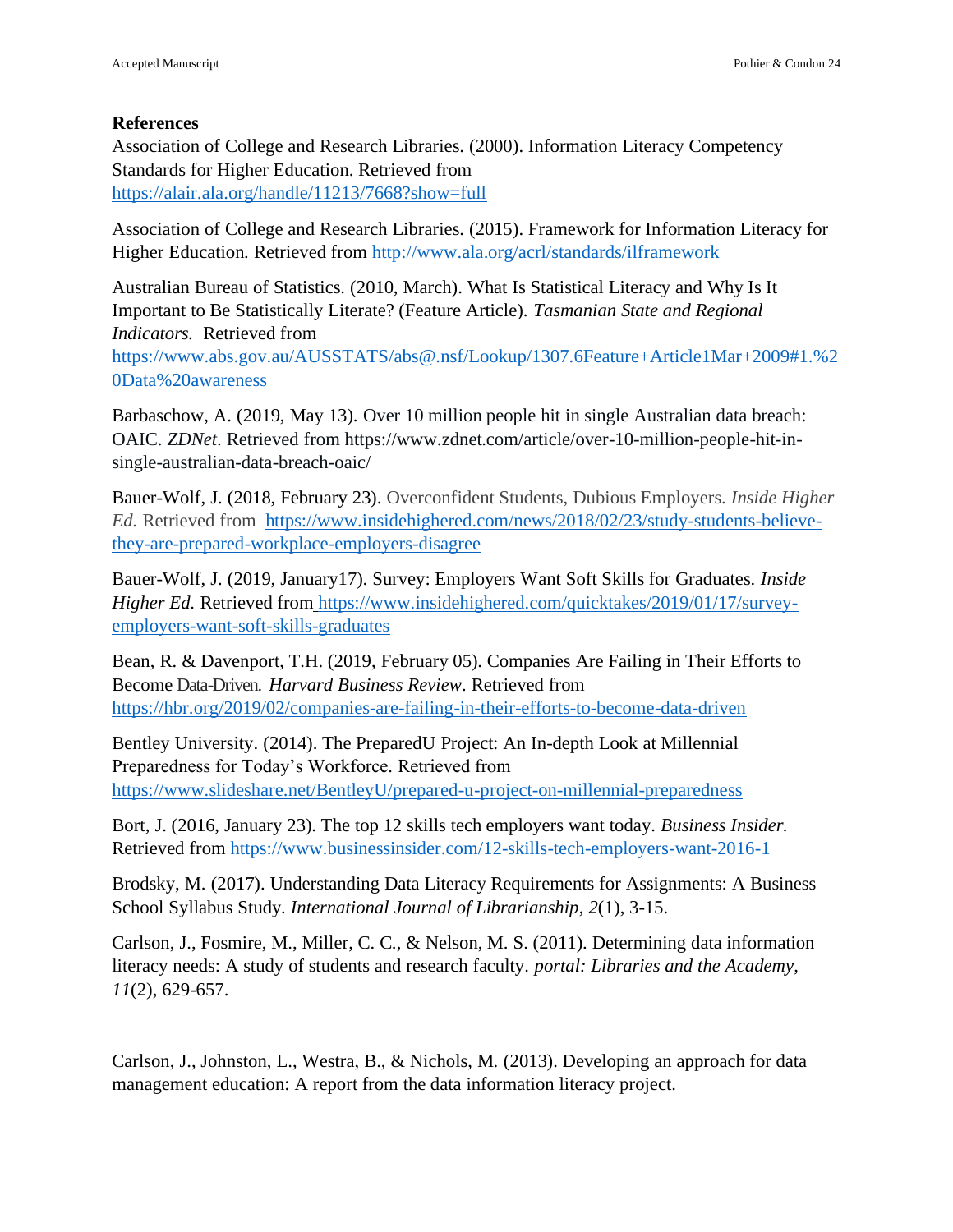## References

Association of College and Research Libraries. (2000). Information Literacy Competency Standards for Higher Education. Retrieved from https://alair.ala.org/handle/11213/7668?show=full

Association of College and Research Libraries. (2015). Framework for Information Literacy for Higher Education. Retrieved from http://www.ala.org/acrl/standards/ilframework

Australian Bureau of Statistics. (2010, March). What Is Statistical Literacy and Why Is It Important to Be Statistically Literate? (Feature Article). *Tasmanian State and Regional Indicators.* Retrieved from https://www.abs.gov.au/AUSSTATS/abs@.nsf/Lookup/1307.6Feature+Article1Mar+2009#1.%20Data%20awareness

Barbaschow, A. (2019, May 13). Over 10 million people hit in single Australian data breach: OAIC. *ZDNet*. Retrieved from https://www.zdnet.com/article/over-10-million-people-hit-in-single-australian-data-breach-oaic/

Bauer-Wolf, J. (2018, February 23). Overconfident Students, Dubious Employers. *Inside Higher Ed.* Retrieved from https://www.insidehighered.com/news/2018/02/23/study-students-believe-they-are-prepared-workplace-employers-disagree

Bauer-Wolf, J. (2019, January17). Survey: Employers Want Soft Skills for Graduates. *Inside Higher Ed.* Retrieved from https://www.insidehighered.com/quicktakes/2019/01/17/survey-employers-want-soft-skills-graduates

Bean, R. & Davenport, T.H. (2019, February 05). Companies Are Failing in Their Efforts to Become Data-Driven. *Harvard Business Review*. Retrieved from https://hbr.org/2019/02/companies-are-failing-in-their-efforts-to-become-data-driven

Bentley University. (2014). The PreparedU Project: An In-depth Look at Millennial Preparedness for Today's Workforce. Retrieved from https://www.slideshare.net/BentleyU/prepared-u-project-on-millennial-preparedness

Bort, J. (2016, January 23). The top 12 skills tech employers want today. *Business Insider.* Retrieved from https://www.businessinsider.com/12-skills-tech-employers-want-2016-1

Brodsky, M. (2017). Understanding Data Literacy Requirements for Assignments: A Business School Syllabus Study. *International Journal of Librarianship*, *2*(1), 3-15.

Carlson, J., Fosmire, M., Miller, C. C., & Nelson, M. S. (2011). Determining data information literacy needs: A study of students and research faculty. *portal: Libraries and the Academy*, *11*(2), 629-657.

Carlson, J., Johnston, L., Westra, B., & Nichols, M. (2013). Developing an approach for data management education: A report from the data information literacy project.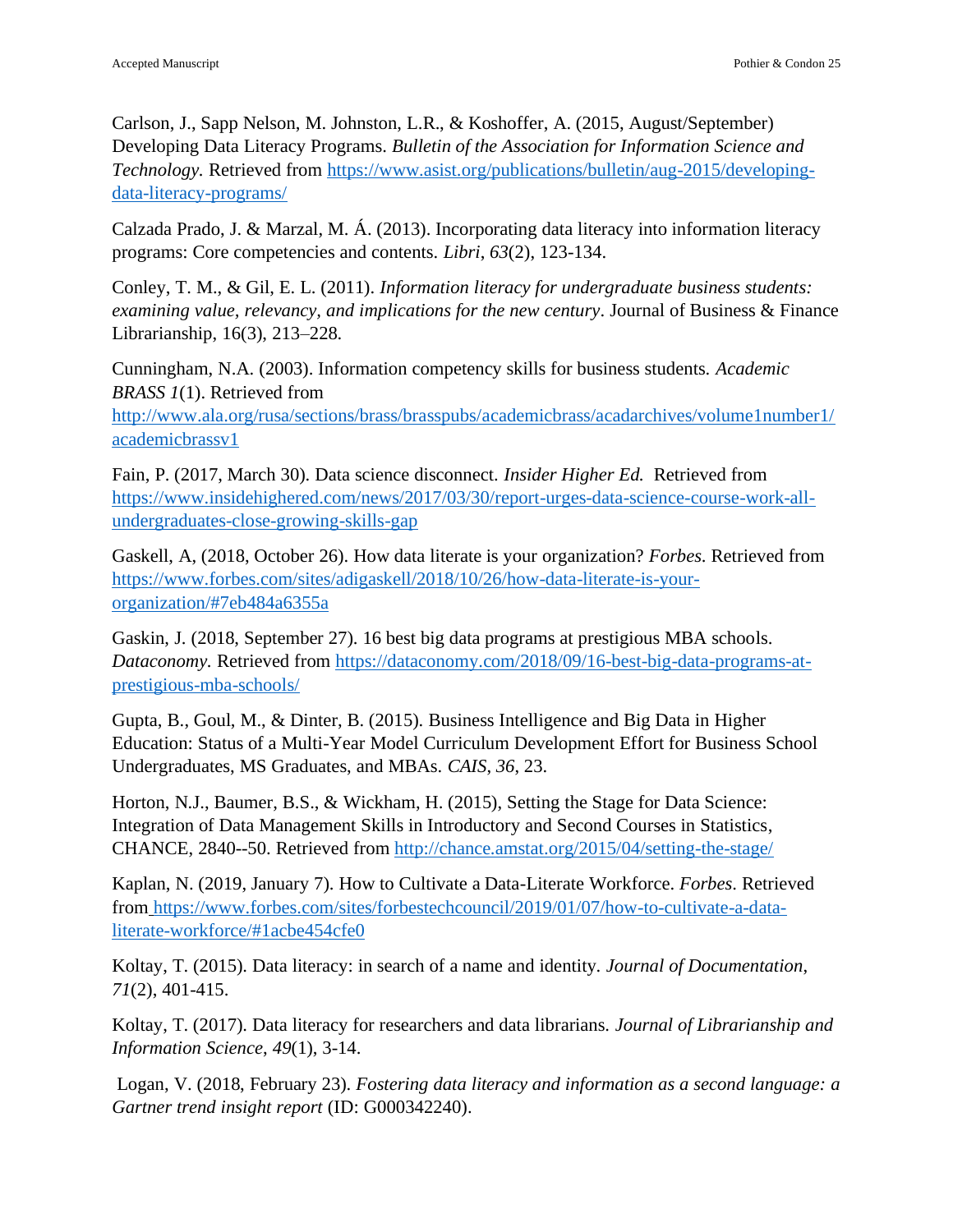Carlson, J., Sapp Nelson, M. Johnston, L.R., & Koshoffer, A. (2015, August/September) Developing Data Literacy Programs. *Bulletin of the Association for Information Science and Technology.* Retrieved from https://www.asist.org/publications/bulletin/aug-2015/developing-data-literacy-programs/

Calzada Prado, J. & Marzal, M. Á. (2013). Incorporating data literacy into information literacy programs: Core competencies and contents. *Libri*, *63*(2), 123-134.

Conley, T. M., & Gil, E. L. (2011). *Information literacy for undergraduate business students: examining value, relevancy, and implications for the new century*. Journal of Business & Finance Librarianship, 16(3), 213–228.

Cunningham, N.A. (2003). Information competency skills for business students. *Academic BRASS 1*(1). Retrieved from http://www.ala.org/rusa/sections/brass/brasspubs/academicbrass/acadarchives/volume1number1/academicbrassv1

Fain, P. (2017, March 30). Data science disconnect. *Insider Higher Ed.* Retrieved from https://www.insidehighered.com/news/2017/03/30/report-urges-data-science-course-work-all-undergraduates-close-growing-skills-gap

Gaskell, A, (2018, October 26). How data literate is your organization? *Forbes*. Retrieved from https://www.forbes.com/sites/adigaskell/2018/10/26/how-data-literate-is-your-organization/#7eb484a6355a

Gaskin, J. (2018, September 27). 16 best big data programs at prestigious MBA schools. *Dataconomy.* Retrieved from https://dataconomy.com/2018/09/16-best-big-data-programs-at-prestigious-mba-schools/

Gupta, B., Goul, M., & Dinter, B. (2015). Business Intelligence and Big Data in Higher Education: Status of a Multi-Year Model Curriculum Development Effort for Business School Undergraduates, MS Graduates, and MBAs. *CAIS*, *36*, 23.

Horton, N.J., Baumer, B.S., & Wickham, H. (2015), Setting the Stage for Data Science: Integration of Data Management Skills in Introductory and Second Courses in Statistics, CHANCE, 2840--50. Retrieved from http://chance.amstat.org/2015/04/setting-the-stage/

Kaplan, N. (2019, January 7). How to Cultivate a Data-Literate Workforce. *Forbes*. Retrieved from https://www.forbes.com/sites/forbestechcouncil/2019/01/07/how-to-cultivate-a-data-literate-workforce/#1acbe454cfe0

Koltay, T. (2015). Data literacy: in search of a name and identity. *Journal of Documentation*, *71*(2), 401-415.

Koltay, T. (2017). Data literacy for researchers and data librarians. *Journal of Librarianship and Information Science*, *49*(1), 3-14.

Logan, V. (2018, February 23). *Fostering data literacy and information as a second language: a Gartner trend insight report* (ID: G000342240).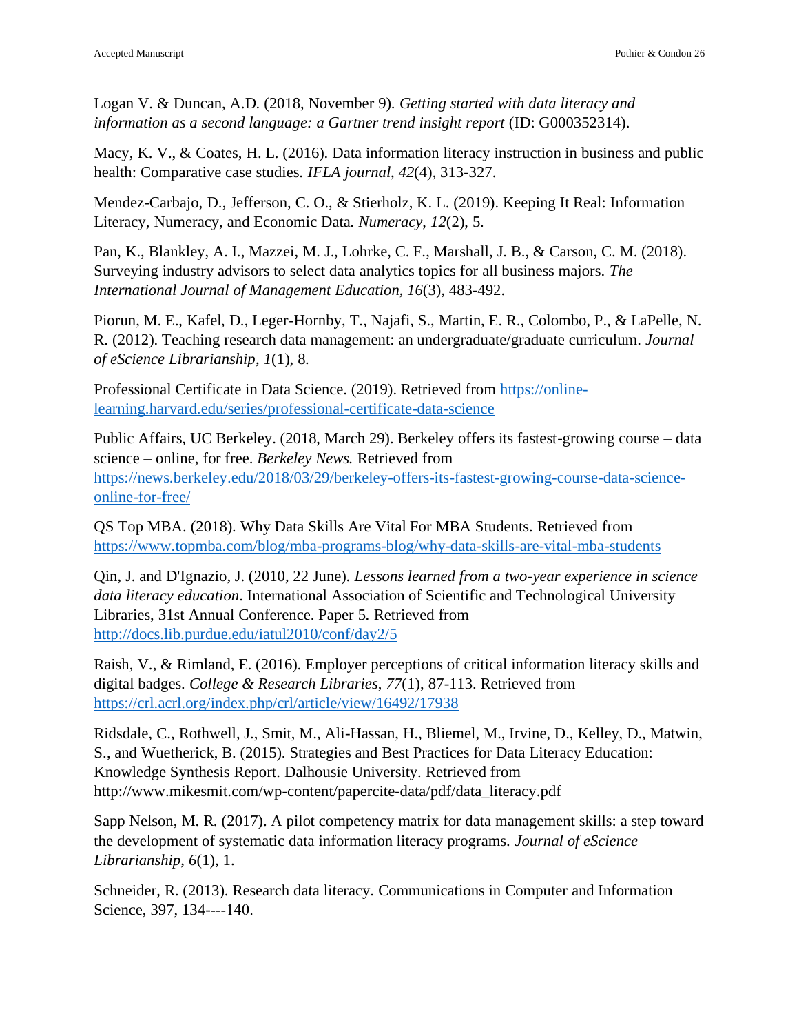Logan V. & Duncan, A.D. (2018, November 9). *Getting started with data literacy and information as a second language: a Gartner trend insight report* (ID: G000352314).

Macy, K. V., & Coates, H. L. (2016). Data information literacy instruction in business and public health: Comparative case studies. *IFLA journal*, *42*(4), 313-327.

Mendez-Carbajo, D., Jefferson, C. O., & Stierholz, K. L. (2019). Keeping It Real: Information Literacy, Numeracy, and Economic Data. *Numeracy*, *12*(2), 5.

Pan, K., Blankley, A. I., Mazzei, M. J., Lohrke, C. F., Marshall, J. B., & Carson, C. M. (2018). Surveying industry advisors to select data analytics topics for all business majors. *The International Journal of Management Education*, *16*(3), 483-492.

Piorun, M. E., Kafel, D., Leger-Hornby, T., Najafi, S., Martin, E. R., Colombo, P., & LaPelle, N. R. (2012). Teaching research data management: an undergraduate/graduate curriculum. *Journal of eScience Librarianship*, *1*(1), 8.

Professional Certificate in Data Science. (2019). Retrieved from https://online-learning.harvard.edu/series/professional-certificate-data-science

Public Affairs, UC Berkeley. (2018, March 29). Berkeley offers its fastest-growing course – data science – online, for free. *Berkeley News.* Retrieved from https://news.berkeley.edu/2018/03/29/berkeley-offers-its-fastest-growing-course-data-science-online-for-free/

QS Top MBA. (2018). Why Data Skills Are Vital For MBA Students. Retrieved from https://www.topmba.com/blog/mba-programs-blog/why-data-skills-are-vital-mba-students

Qin, J. and D'Ignazio, J. (2010, 22 June). *Lessons learned from a two-year experience in science data literacy education*. International Association of Scientific and Technological University Libraries, 31st Annual Conference. Paper 5. Retrieved from http://docs.lib.purdue.edu/iatul2010/conf/day2/5

Raish, V., & Rimland, E. (2016). Employer perceptions of critical information literacy skills and digital badges. *College & Research Libraries*, *77*(1), 87-113. Retrieved from https://crl.acrl.org/index.php/crl/article/view/16492/17938

Ridsdale, C., Rothwell, J., Smit, M., Ali-Hassan, H., Bliemel, M., Irvine, D., Kelley, D., Matwin, S., and Wuetherick, B. (2015). Strategies and Best Practices for Data Literacy Education: Knowledge Synthesis Report. Dalhousie University. Retrieved from http://www.mikesmit.com/wp-content/papercite-data/pdf/data_literacy.pdf

Sapp Nelson, M. R. (2017). A pilot competency matrix for data management skills: a step toward the development of systematic data information literacy programs. *Journal of eScience Librarianship*, *6*(1), 1.

Schneider, R. (2013). Research data literacy. Communications in Computer and Information Science, 397, 134----140.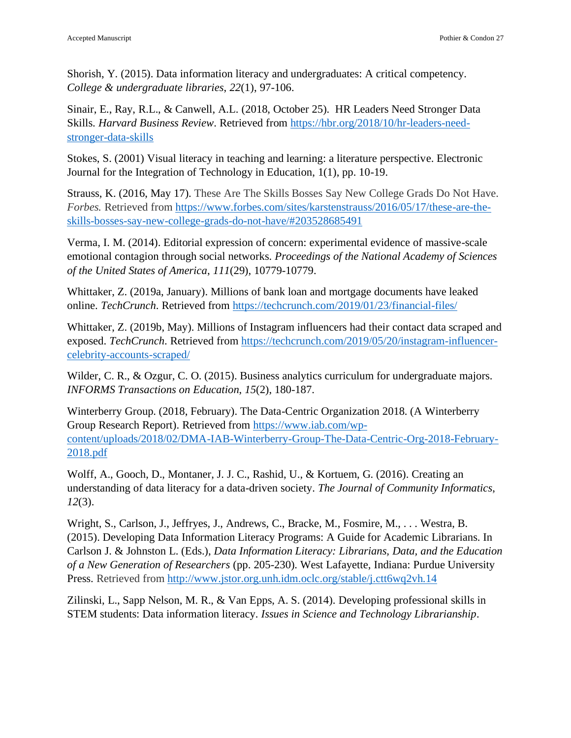Shorish, Y. (2015). Data information literacy and undergraduates: A critical competency. *College & undergraduate libraries*, *22*(1), 97-106.

Sinair, E., Ray, R.L., & Canwell, A.L. (2018, October 25). HR Leaders Need Stronger Data Skills. *Harvard Business Review*. Retrieved from https://hbr.org/2018/10/hr-leaders-need-stronger-data-skills

Stokes, S. (2001) Visual literacy in teaching and learning: a literature perspective. Electronic Journal for the Integration of Technology in Education, 1(1), pp. 10-19.

Strauss, K. (2016, May 17). These Are The Skills Bosses Say New College Grads Do Not Have. *Forbes.* Retrieved from https://www.forbes.com/sites/karstenstrauss/2016/05/17/these-are-the-skills-bosses-say-new-college-grads-do-not-have/#203528685491

Verma, I. M. (2014). Editorial expression of concern: experimental evidence of massive-scale emotional contagion through social networks. *Proceedings of the National Academy of Sciences of the United States of America*, *111*(29), 10779-10779.

Whittaker, Z. (2019a, January). Millions of bank loan and mortgage documents have leaked online. *TechCrunch*. Retrieved from https://techcrunch.com/2019/01/23/financial-files/

Whittaker, Z. (2019b, May). Millions of Instagram influencers had their contact data scraped and exposed. *TechCrunch*. Retrieved from https://techcrunch.com/2019/05/20/instagram-influencer-celebrity-accounts-scraped/

Wilder, C. R., & Ozgur, C. O. (2015). Business analytics curriculum for undergraduate majors. *INFORMS Transactions on Education*, *15*(2), 180-187.

Winterberry Group. (2018, February). The Data-Centric Organization 2018. (A Winterberry Group Research Report). Retrieved from https://www.iab.com/wp-content/uploads/2018/02/DMA-IAB-Winterberry-Group-The-Data-Centric-Org-2018-February-2018.pdf

Wolff, A., Gooch, D., Montaner, J. J. C., Rashid, U., & Kortuem, G. (2016). Creating an understanding of data literacy for a data-driven society. *The Journal of Community Informatics*, *12*(3).

Wright, S., Carlson, J., Jeffryes, J., Andrews, C., Bracke, M., Fosmire, M., . . . Westra, B. (2015). Developing Data Information Literacy Programs: A Guide for Academic Librarians. In Carlson J. & Johnston L. (Eds.), *Data Information Literacy: Librarians, Data, and the Education of a New Generation of Researchers* (pp. 205-230). West Lafayette, Indiana: Purdue University Press. Retrieved from http://www.jstor.org.unh.idm.oclc.org/stable/j.ctt6wq2vh.14

Zilinski, L., Sapp Nelson, M. R., & Van Epps, A. S. (2014). Developing professional skills in STEM students: Data information literacy. *Issues in Science and Technology Librarianship*.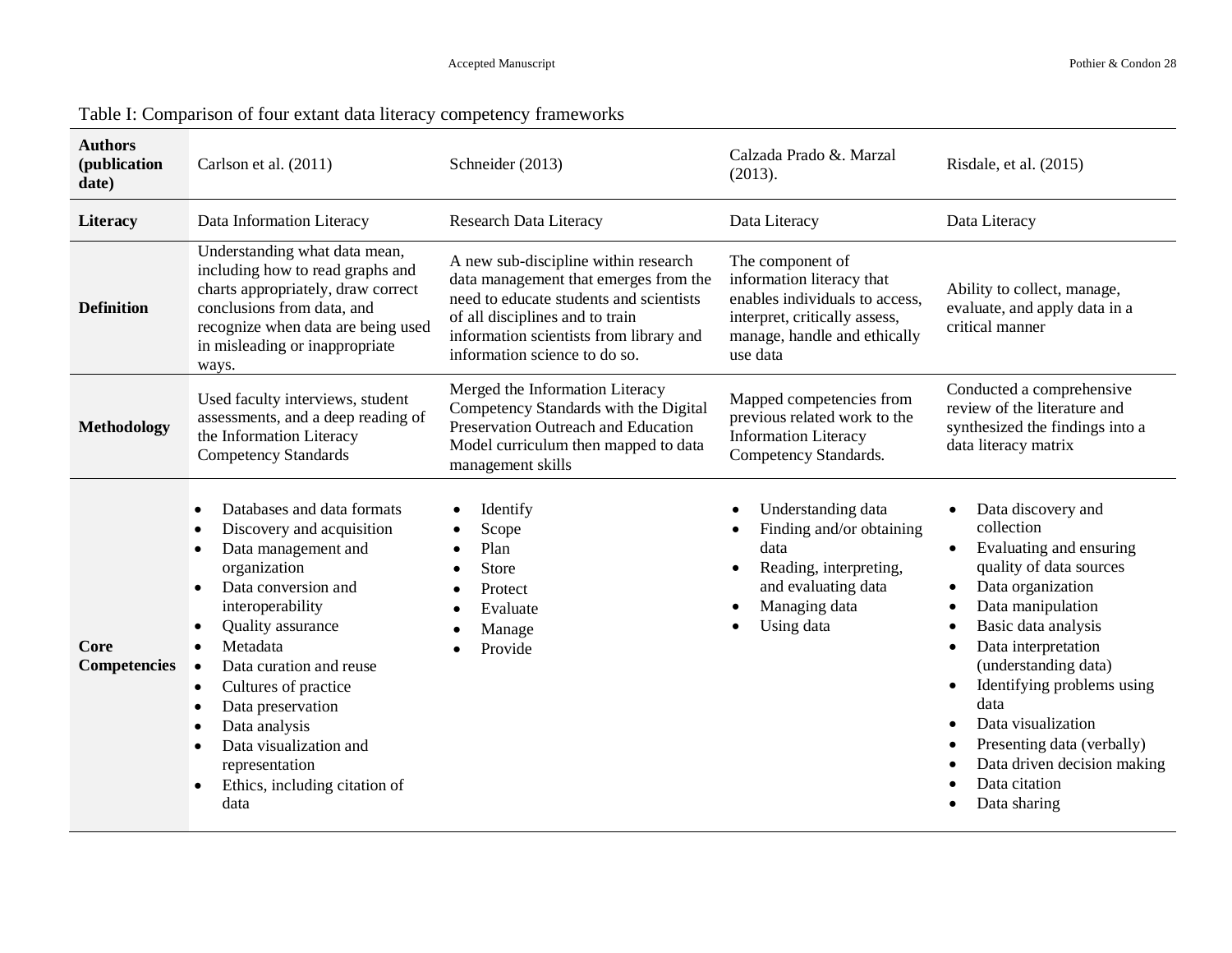Table I: Comparison of four extant data literacy competency frameworks

| **Authors (publication date)** | Carlson et al. (2011) | Schneider (2013) | Calzada Prado &. Marzal (2013). | Risdale, et al. (2015) |
|---|---|---|---|---|
| **Literacy** | Data Information Literacy | Research Data Literacy | Data Literacy | Data Literacy |
| **Definition** | Understanding what data mean, including how to read graphs and charts appropriately, draw correct conclusions from data, and recognize when data are being used in misleading or inappropriate ways. | A new sub-discipline within research data management that emerges from the need to educate students and scientists of all disciplines and to train information scientists from library and information science to do so. | The component of information literacy that enables individuals to access, interpret, critically assess, manage, handle and ethically use data | Ability to collect, manage, evaluate, and apply data in a critical manner |
| **Methodology** | Used faculty interviews, student assessments, and a deep reading of the Information Literacy Competency Standards | Merged the Information Literacy Competency Standards with the Digital Preservation Outreach and Education Model curriculum then mapped to data management skills | Mapped competencies from previous related work to the Information Literacy Competency Standards. | Conducted a comprehensive review of the literature and synthesized the findings into a data literacy matrix |
| **Core Competencies** | • Databases and data formats<br>• Discovery and acquisition<br>• Data management and organization<br>• Data conversion and interoperability<br>• Quality assurance<br>• Metadata<br>• Data curation and reuse<br>• Cultures of practice<br>• Data preservation<br>• Data analysis<br>• Data visualization and representation<br>• Ethics, including citation of data | • Identify<br>• Scope<br>• Plan<br>• Store<br>• Protect<br>• Evaluate<br>• Manage<br>• Provide | • Understanding data<br>• Finding and/or obtaining data<br>• Reading, interpreting, and evaluating data<br>• Managing data<br>• Using data | • Data discovery and collection<br>• Evaluating and ensuring quality of data sources<br>• Data organization<br>• Data manipulation<br>• Basic data analysis<br>• Data interpretation (understanding data)<br>• Identifying problems using data<br>• Data visualization<br>• Presenting data (verbally)<br>• Data driven decision making<br>• Data citation<br>• Data sharing |